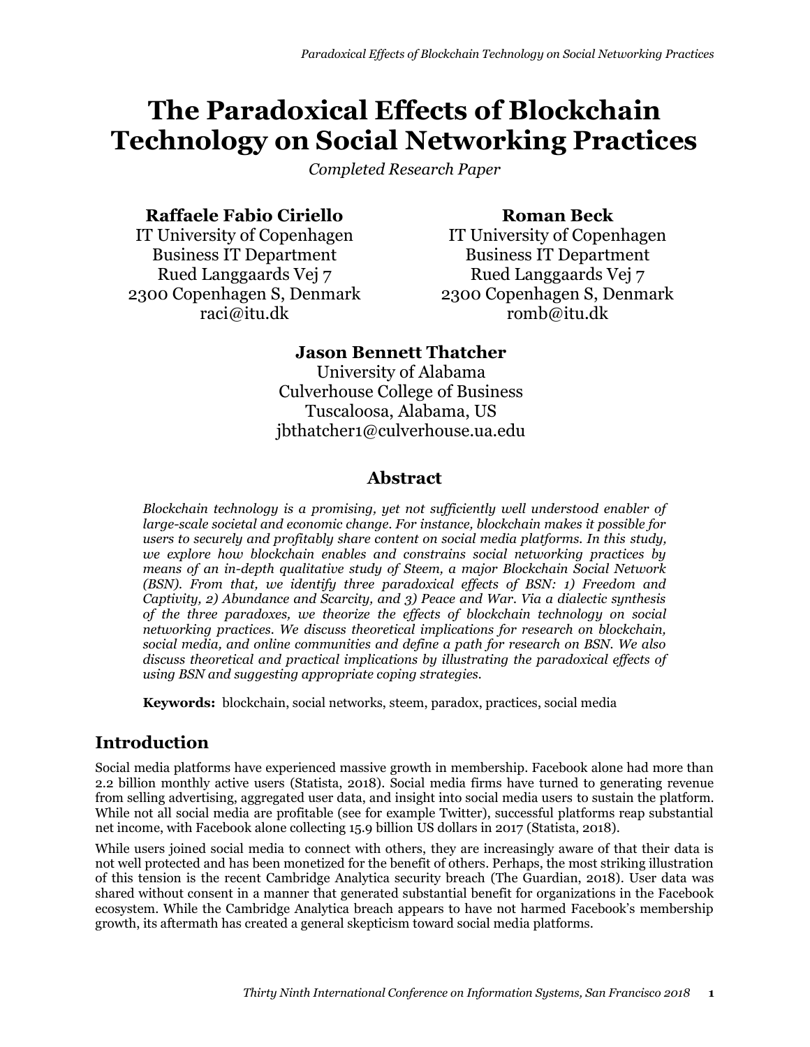# The Paradoxical Effects of Blockchain Technology on Social Networking Practices

*Completed Research Paper*

**Raffaele Fabio Ciriello**
IT University of Copenhagen
Business IT Department
Rued Langgaards Vej 7
2300 Copenhagen S, Denmark
raci@itu.dk

**Roman Beck**
IT University of Copenhagen
Business IT Department
Rued Langgaards Vej 7
2300 Copenhagen S, Denmark
romb@itu.dk

**Jason Bennett Thatcher**
University of Alabama
Culverhouse College of Business
Tuscaloosa, Alabama, US
jbthatcher1@culverhouse.ua.edu

## Abstract

*Blockchain technology is a promising, yet not sufficiently well understood enabler of large-scale societal and economic change. For instance, blockchain makes it possible for users to securely and profitably share content on social media platforms. In this study, we explore how blockchain enables and constrains social networking practices by means of an in-depth qualitative study of Steem, a major Blockchain Social Network (BSN). From that, we identify three paradoxical effects of BSN: 1) Freedom and Captivity, 2) Abundance and Scarcity, and 3) Peace and War. Via a dialectic synthesis of the three paradoxes, we theorize the effects of blockchain technology on social networking practices. We discuss theoretical implications for research on blockchain, social media, and online communities and define a path for research on BSN. We also discuss theoretical and practical implications by illustrating the paradoxical effects of using BSN and suggesting appropriate coping strategies.*

**Keywords:** blockchain, social networks, steem, paradox, practices, social media

## Introduction

Social media platforms have experienced massive growth in membership. Facebook alone had more than 2.2 billion monthly active users (Statista, 2018). Social media firms have turned to generating revenue from selling advertising, aggregated user data, and insight into social media users to sustain the platform. While not all social media are profitable (see for example Twitter), successful platforms reap substantial net income, with Facebook alone collecting 15.9 billion US dollars in 2017 (Statista, 2018).

While users joined social media to connect with others, they are increasingly aware of that their data is not well protected and has been monetized for the benefit of others. Perhaps, the most striking illustration of this tension is the recent Cambridge Analytica security breach (The Guardian, 2018). User data was shared without consent in a manner that generated substantial benefit for organizations in the Facebook ecosystem. While the Cambridge Analytica breach appears to have not harmed Facebook's membership growth, its aftermath has created a general skepticism toward social media platforms.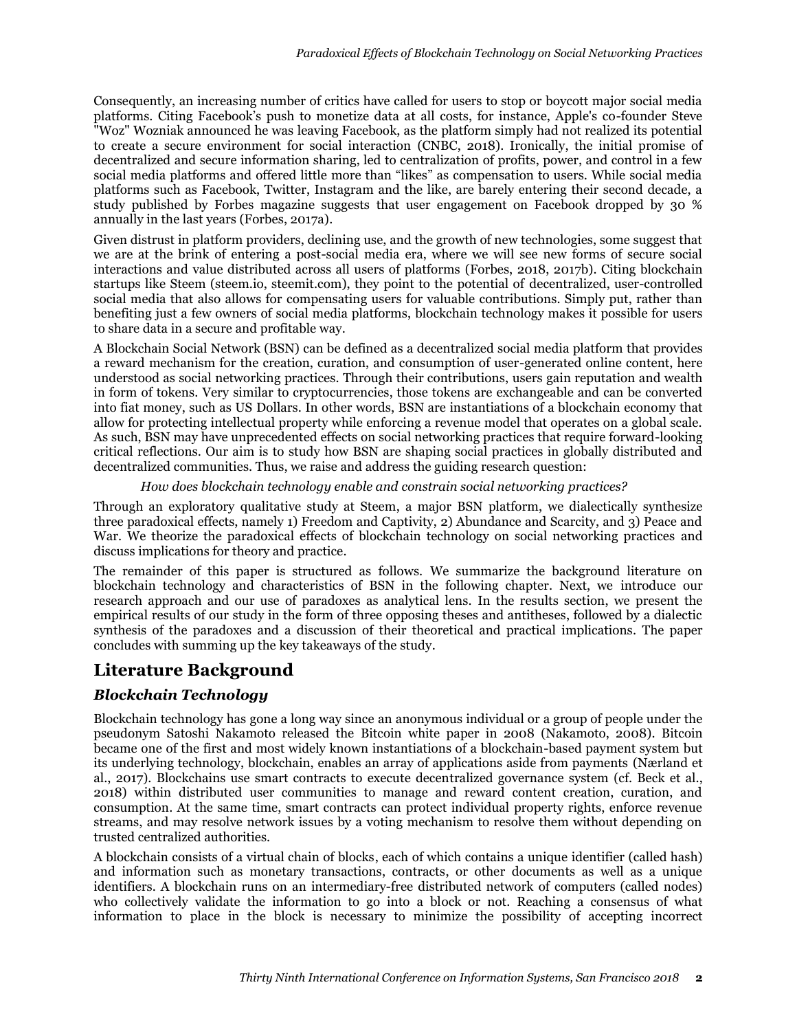Consequently, an increasing number of critics have called for users to stop or boycott major social media platforms. Citing Facebook's push to monetize data at all costs, for instance, Apple's co-founder Steve "Woz" Wozniak announced he was leaving Facebook, as the platform simply had not realized its potential to create a secure environment for social interaction (CNBC, 2018). Ironically, the initial promise of decentralized and secure information sharing, led to centralization of profits, power, and control in a few social media platforms and offered little more than "likes" as compensation to users. While social media platforms such as Facebook, Twitter, Instagram and the like, are barely entering their second decade, a study published by Forbes magazine suggests that user engagement on Facebook dropped by 30 % annually in the last years (Forbes, 2017a).

Given distrust in platform providers, declining use, and the growth of new technologies, some suggest that we are at the brink of entering a post-social media era, where we will see new forms of secure social interactions and value distributed across all users of platforms (Forbes, 2018, 2017b). Citing blockchain startups like Steem (steem.io, steemit.com), they point to the potential of decentralized, user-controlled social media that also allows for compensating users for valuable contributions. Simply put, rather than benefiting just a few owners of social media platforms, blockchain technology makes it possible for users to share data in a secure and profitable way.

A Blockchain Social Network (BSN) can be defined as a decentralized social media platform that provides a reward mechanism for the creation, curation, and consumption of user-generated online content, here understood as social networking practices. Through their contributions, users gain reputation and wealth in form of tokens. Very similar to cryptocurrencies, those tokens are exchangeable and can be converted into fiat money, such as US Dollars. In other words, BSN are instantiations of a blockchain economy that allow for protecting intellectual property while enforcing a revenue model that operates on a global scale. As such, BSN may have unprecedented effects on social networking practices that require forward-looking critical reflections. Our aim is to study how BSN are shaping social practices in globally distributed and decentralized communities. Thus, we raise and address the guiding research question:

*How does blockchain technology enable and constrain social networking practices?*

Through an exploratory qualitative study at Steem, a major BSN platform, we dialectically synthesize three paradoxical effects, namely 1) Freedom and Captivity, 2) Abundance and Scarcity, and 3) Peace and War. We theorize the paradoxical effects of blockchain technology on social networking practices and discuss implications for theory and practice.

The remainder of this paper is structured as follows. We summarize the background literature on blockchain technology and characteristics of BSN in the following chapter. Next, we introduce our research approach and our use of paradoxes as analytical lens. In the results section, we present the empirical results of our study in the form of three opposing theses and antitheses, followed by a dialectic synthesis of the paradoxes and a discussion of their theoretical and practical implications. The paper concludes with summing up the key takeaways of the study.

## Literature Background

### Blockchain Technology

Blockchain technology has gone a long way since an anonymous individual or a group of people under the pseudonym Satoshi Nakamoto released the Bitcoin white paper in 2008 (Nakamoto, 2008). Bitcoin became one of the first and most widely known instantiations of a blockchain-based payment system but its underlying technology, blockchain, enables an array of applications aside from payments (Nærland et al., 2017). Blockchains use smart contracts to execute decentralized governance system (cf. Beck et al., 2018) within distributed user communities to manage and reward content creation, curation, and consumption. At the same time, smart contracts can protect individual property rights, enforce revenue streams, and may resolve network issues by a voting mechanism to resolve them without depending on trusted centralized authorities.

A blockchain consists of a virtual chain of blocks, each of which contains a unique identifier (called hash) and information such as monetary transactions, contracts, or other documents as well as a unique identifiers. A blockchain runs on an intermediary-free distributed network of computers (called nodes) who collectively validate the information to go into a block or not. Reaching a consensus of what information to place in the block is necessary to minimize the possibility of accepting incorrect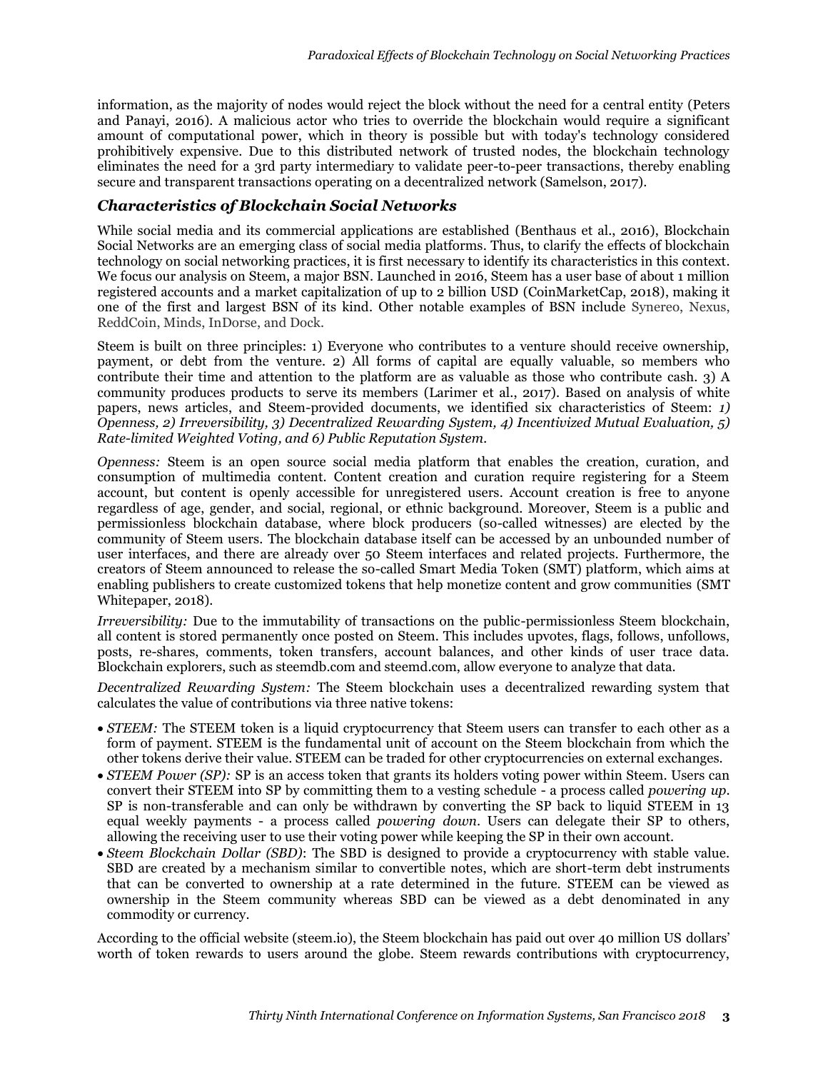information, as the majority of nodes would reject the block without the need for a central entity (Peters and Panayi, 2016). A malicious actor who tries to override the blockchain would require a significant amount of computational power, which in theory is possible but with today's technology considered prohibitively expensive. Due to this distributed network of trusted nodes, the blockchain technology eliminates the need for a 3rd party intermediary to validate peer-to-peer transactions, thereby enabling secure and transparent transactions operating on a decentralized network (Samelson, 2017).

### *Characteristics of Blockchain Social Networks*

While social media and its commercial applications are established (Benthaus et al., 2016), Blockchain Social Networks are an emerging class of social media platforms. Thus, to clarify the effects of blockchain technology on social networking practices, it is first necessary to identify its characteristics in this context. We focus our analysis on Steem, a major BSN. Launched in 2016, Steem has a user base of about 1 million registered accounts and a market capitalization of up to 2 billion USD (CoinMarketCap, 2018), making it one of the first and largest BSN of its kind. Other notable examples of BSN include Synereo, Nexus, ReddCoin, Minds, InDorse, and Dock.

Steem is built on three principles: 1) Everyone who contributes to a venture should receive ownership, payment, or debt from the venture. 2) All forms of capital are equally valuable, so members who contribute their time and attention to the platform are as valuable as those who contribute cash. 3) A community produces products to serve its members (Larimer et al., 2017). Based on analysis of white papers, news articles, and Steem-provided documents, we identified six characteristics of Steem: *1) Openness, 2) Irreversibility, 3) Decentralized Rewarding System, 4) Incentivized Mutual Evaluation, 5) Rate-limited Weighted Voting, and 6) Public Reputation System.*

*Openness:* Steem is an open source social media platform that enables the creation, curation, and consumption of multimedia content. Content creation and curation require registering for a Steem account, but content is openly accessible for unregistered users. Account creation is free to anyone regardless of age, gender, and social, regional, or ethnic background. Moreover, Steem is a public and permissionless blockchain database, where block producers (so-called witnesses) are elected by the community of Steem users. The blockchain database itself can be accessed by an unbounded number of user interfaces, and there are already over 50 Steem interfaces and related projects. Furthermore, the creators of Steem announced to release the so-called Smart Media Token (SMT) platform, which aims at enabling publishers to create customized tokens that help monetize content and grow communities (SMT Whitepaper, 2018).

*Irreversibility:* Due to the immutability of transactions on the public-permissionless Steem blockchain, all content is stored permanently once posted on Steem. This includes upvotes, flags, follows, unfollows, posts, re-shares, comments, token transfers, account balances, and other kinds of user trace data. Blockchain explorers, such as steemdb.com and steemd.com, allow everyone to analyze that data.

*Decentralized Rewarding System:* The Steem blockchain uses a decentralized rewarding system that calculates the value of contributions via three native tokens:

- *STEEM:* The STEEM token is a liquid cryptocurrency that Steem users can transfer to each other as a form of payment. STEEM is the fundamental unit of account on the Steem blockchain from which the other tokens derive their value. STEEM can be traded for other cryptocurrencies on external exchanges.
- *STEEM Power (SP):* SP is an access token that grants its holders voting power within Steem. Users can convert their STEEM into SP by committing them to a vesting schedule - a process called *powering up*. SP is non-transferable and can only be withdrawn by converting the SP back to liquid STEEM in 13 equal weekly payments - a process called *powering down*. Users can delegate their SP to others, allowing the receiving user to use their voting power while keeping the SP in their own account.
- *Steem Blockchain Dollar (SBD)*: The SBD is designed to provide a cryptocurrency with stable value. SBD are created by a mechanism similar to convertible notes, which are short-term debt instruments that can be converted to ownership at a rate determined in the future. STEEM can be viewed as ownership in the Steem community whereas SBD can be viewed as a debt denominated in any commodity or currency.

According to the official website (steem.io), the Steem blockchain has paid out over 40 million US dollars' worth of token rewards to users around the globe. Steem rewards contributions with cryptocurrency,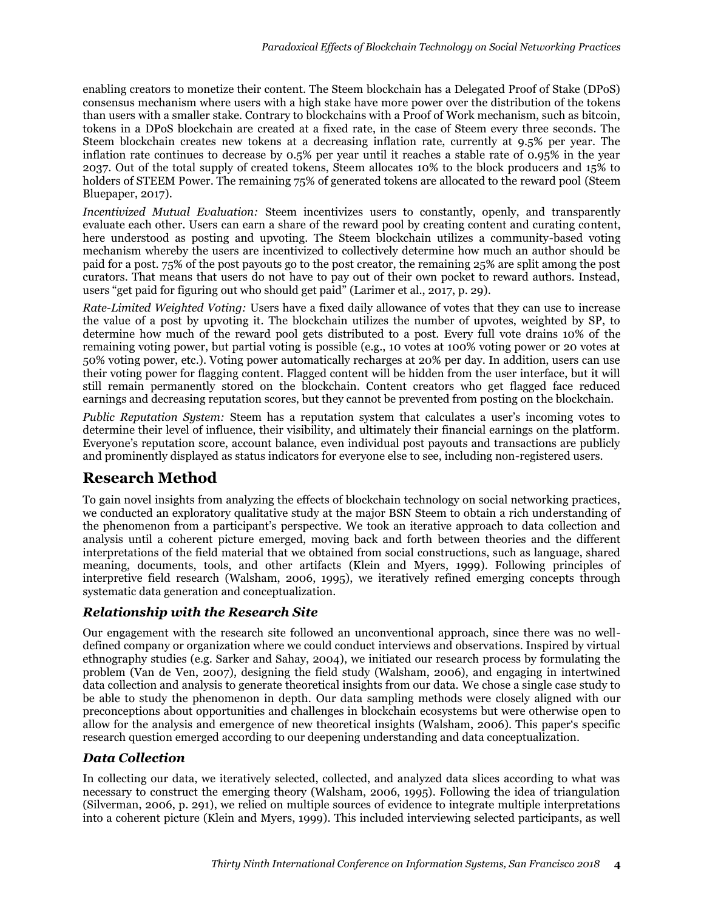enabling creators to monetize their content. The Steem blockchain has a Delegated Proof of Stake (DPoS) consensus mechanism where users with a high stake have more power over the distribution of the tokens than users with a smaller stake. Contrary to blockchains with a Proof of Work mechanism, such as bitcoin, tokens in a DPoS blockchain are created at a fixed rate, in the case of Steem every three seconds. The Steem blockchain creates new tokens at a decreasing inflation rate, currently at 9.5% per year. The inflation rate continues to decrease by 0.5% per year until it reaches a stable rate of 0.95% in the year 2037. Out of the total supply of created tokens, Steem allocates 10% to the block producers and 15% to holders of STEEM Power. The remaining 75% of generated tokens are allocated to the reward pool (Steem Bluepaper, 2017).

*Incentivized Mutual Evaluation:* Steem incentivizes users to constantly, openly, and transparently evaluate each other. Users can earn a share of the reward pool by creating content and curating content, here understood as posting and upvoting. The Steem blockchain utilizes a community-based voting mechanism whereby the users are incentivized to collectively determine how much an author should be paid for a post. 75% of the post payouts go to the post creator, the remaining 25% are split among the post curators. That means that users do not have to pay out of their own pocket to reward authors. Instead, users "get paid for figuring out who should get paid" (Larimer et al., 2017, p. 29).

*Rate-Limited Weighted Voting:* Users have a fixed daily allowance of votes that they can use to increase the value of a post by upvoting it. The blockchain utilizes the number of upvotes, weighted by SP, to determine how much of the reward pool gets distributed to a post. Every full vote drains 10% of the remaining voting power, but partial voting is possible (e.g., 10 votes at 100% voting power or 20 votes at 50% voting power, etc.). Voting power automatically recharges at 20% per day. In addition, users can use their voting power for flagging content. Flagged content will be hidden from the user interface, but it will still remain permanently stored on the blockchain. Content creators who get flagged face reduced earnings and decreasing reputation scores, but they cannot be prevented from posting on the blockchain.

*Public Reputation System:* Steem has a reputation system that calculates a user's incoming votes to determine their level of influence, their visibility, and ultimately their financial earnings on the platform. Everyone's reputation score, account balance, even individual post payouts and transactions are publicly and prominently displayed as status indicators for everyone else to see, including non-registered users.

## Research Method

To gain novel insights from analyzing the effects of blockchain technology on social networking practices, we conducted an exploratory qualitative study at the major BSN Steem to obtain a rich understanding of the phenomenon from a participant's perspective. We took an iterative approach to data collection and analysis until a coherent picture emerged, moving back and forth between theories and the different interpretations of the field material that we obtained from social constructions, such as language, shared meaning, documents, tools, and other artifacts (Klein and Myers, 1999). Following principles of interpretive field research (Walsham, 2006, 1995), we iteratively refined emerging concepts through systematic data generation and conceptualization.

### *Relationship with the Research Site*

Our engagement with the research site followed an unconventional approach, since there was no well-defined company or organization where we could conduct interviews and observations. Inspired by virtual ethnography studies (e.g. Sarker and Sahay, 2004), we initiated our research process by formulating the problem (Van de Ven, 2007), designing the field study (Walsham, 2006), and engaging in intertwined data collection and analysis to generate theoretical insights from our data. We chose a single case study to be able to study the phenomenon in depth. Our data sampling methods were closely aligned with our preconceptions about opportunities and challenges in blockchain ecosystems but were otherwise open to allow for the analysis and emergence of new theoretical insights (Walsham, 2006). This paper's specific research question emerged according to our deepening understanding and data conceptualization.

### *Data Collection*

In collecting our data, we iteratively selected, collected, and analyzed data slices according to what was necessary to construct the emerging theory (Walsham, 2006, 1995). Following the idea of triangulation (Silverman, 2006, p. 291), we relied on multiple sources of evidence to integrate multiple interpretations into a coherent picture (Klein and Myers, 1999). This included interviewing selected participants, as well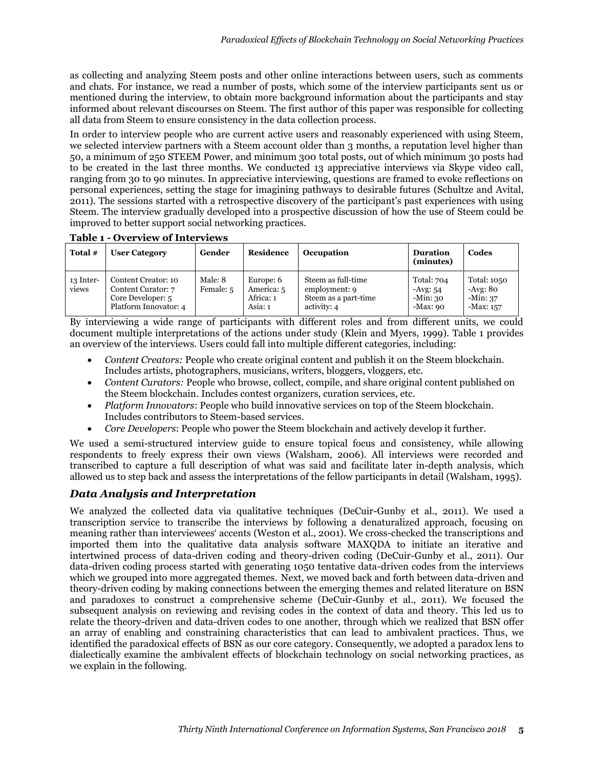as collecting and analyzing Steem posts and other online interactions between users, such as comments and chats. For instance, we read a number of posts, which some of the interview participants sent us or mentioned during the interview, to obtain more background information about the participants and stay informed about relevant discourses on Steem. The first author of this paper was responsible for collecting all data from Steem to ensure consistency in the data collection process.

In order to interview people who are current active users and reasonably experienced with using Steem, we selected interview partners with a Steem account older than 3 months, a reputation level higher than 50, a minimum of 250 STEEM Power, and minimum 300 total posts, out of which minimum 30 posts had to be created in the last three months. We conducted 13 appreciative interviews via Skype video call, ranging from 30 to 90 minutes. In appreciative interviewing, questions are framed to evoke reflections on personal experiences, setting the stage for imagining pathways to desirable futures (Schultze and Avital, 2011). The sessions started with a retrospective discovery of the participant's past experiences with using Steem. The interview gradually developed into a prospective discussion of how the use of Steem could be improved to better support social networking practices.

**Table 1 - Overview of Interviews**

| Total # | User Category | Gender | Residence | Occupation | Duration (minutes) | Codes |
|---|---|---|---|---|---|---|
| 13 Interviews | Content Creator: 10<br>Content Curator: 7<br>Core Developer: 5<br>Platform Innovator: 4 | Male: 8<br>Female: 5 | Europe: 6<br>America: 5<br>Africa: 1<br>Asia: 1 | Steem as full-time employment: 9<br>Steem as a part-time activity: 4 | Total: 704<br>-Avg: 54<br>-Min: 30<br>-Max: 90 | Total: 1050<br>-Avg: 80<br>-Min: 37<br>-Max: 157 |

By interviewing a wide range of participants with different roles and from different units, we could document multiple interpretations of the actions under study (Klein and Myers, 1999). Table 1 provides an overview of the interviews. Users could fall into multiple different categories, including:

- *Content Creators:* People who create original content and publish it on the Steem blockchain. Includes artists, photographers, musicians, writers, bloggers, vloggers, etc.
- *Content Curators:* People who browse, collect, compile, and share original content published on the Steem blockchain. Includes contest organizers, curation services, etc.
- *Platform Innovators*: People who build innovative services on top of the Steem blockchain. Includes contributors to Steem-based services.
- *Core Developers*: People who power the Steem blockchain and actively develop it further.

We used a semi-structured interview guide to ensure topical focus and consistency, while allowing respondents to freely express their own views (Walsham, 2006). All interviews were recorded and transcribed to capture a full description of what was said and facilitate later in-depth analysis, which allowed us to step back and assess the interpretations of the fellow participants in detail (Walsham, 1995).

### Data Analysis and Interpretation

We analyzed the collected data via qualitative techniques (DeCuir-Gunby et al., 2011). We used a transcription service to transcribe the interviews by following a denaturalized approach, focusing on meaning rather than interviewees' accents (Weston et al., 2001). We cross-checked the transcriptions and imported them into the qualitative data analysis software MAXQDA to initiate an iterative and intertwined process of data-driven coding and theory-driven coding (DeCuir-Gunby et al., 2011). Our data-driven coding process started with generating 1050 tentative data-driven codes from the interviews which we grouped into more aggregated themes. Next, we moved back and forth between data-driven and theory-driven coding by making connections between the emerging themes and related literature on BSN and paradoxes to construct a comprehensive scheme (DeCuir-Gunby et al., 2011). We focused the subsequent analysis on reviewing and revising codes in the context of data and theory. This led us to relate the theory-driven and data-driven codes to one another, through which we realized that BSN offer an array of enabling and constraining characteristics that can lead to ambivalent practices. Thus, we identified the paradoxical effects of BSN as our core category. Consequently, we adopted a paradox lens to dialectically examine the ambivalent effects of blockchain technology on social networking practices, as we explain in the following.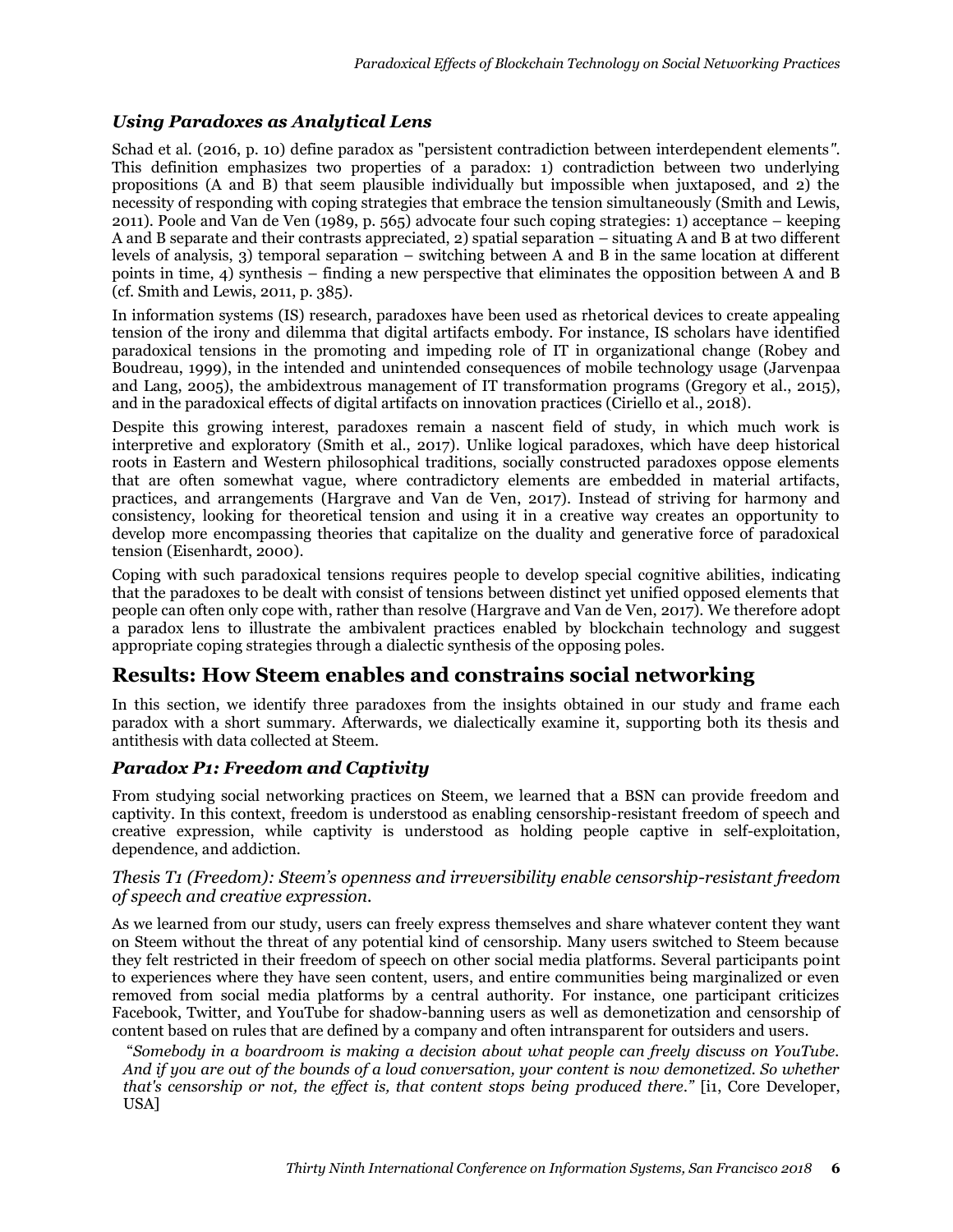### *Using Paradoxes as Analytical Lens*

Schad et al. (2016, p. 10) define paradox as "persistent contradiction between interdependent elements*"*. This definition emphasizes two properties of a paradox: 1) contradiction between two underlying propositions (A and B) that seem plausible individually but impossible when juxtaposed, and 2) the necessity of responding with coping strategies that embrace the tension simultaneously (Smith and Lewis, 2011). Poole and Van de Ven (1989, p. 565) advocate four such coping strategies: 1) acceptance – keeping A and B separate and their contrasts appreciated, 2) spatial separation – situating A and B at two different levels of analysis, 3) temporal separation – switching between A and B in the same location at different points in time, 4) synthesis – finding a new perspective that eliminates the opposition between A and B (cf. Smith and Lewis, 2011, p. 385).

In information systems (IS) research, paradoxes have been used as rhetorical devices to create appealing tension of the irony and dilemma that digital artifacts embody. For instance, IS scholars have identified paradoxical tensions in the promoting and impeding role of IT in organizational change (Robey and Boudreau, 1999), in the intended and unintended consequences of mobile technology usage (Jarvenpaa and Lang, 2005), the ambidextrous management of IT transformation programs (Gregory et al., 2015), and in the paradoxical effects of digital artifacts on innovation practices (Ciriello et al., 2018).

Despite this growing interest, paradoxes remain a nascent field of study, in which much work is interpretive and exploratory (Smith et al., 2017). Unlike logical paradoxes, which have deep historical roots in Eastern and Western philosophical traditions, socially constructed paradoxes oppose elements that are often somewhat vague, where contradictory elements are embedded in material artifacts, practices, and arrangements (Hargrave and Van de Ven, 2017). Instead of striving for harmony and consistency, looking for theoretical tension and using it in a creative way creates an opportunity to develop more encompassing theories that capitalize on the duality and generative force of paradoxical tension (Eisenhardt, 2000).

Coping with such paradoxical tensions requires people to develop special cognitive abilities, indicating that the paradoxes to be dealt with consist of tensions between distinct yet unified opposed elements that people can often only cope with, rather than resolve (Hargrave and Van de Ven, 2017). We therefore adopt a paradox lens to illustrate the ambivalent practices enabled by blockchain technology and suggest appropriate coping strategies through a dialectic synthesis of the opposing poles.

## Results: How Steem enables and constrains social networking

In this section, we identify three paradoxes from the insights obtained in our study and frame each paradox with a short summary. Afterwards, we dialectically examine it, supporting both its thesis and antithesis with data collected at Steem.

### *Paradox P1: Freedom and Captivity*

From studying social networking practices on Steem, we learned that a BSN can provide freedom and captivity. In this context, freedom is understood as enabling censorship-resistant freedom of speech and creative expression, while captivity is understood as holding people captive in self-exploitation, dependence, and addiction.

#### *Thesis T1 (Freedom): Steem's openness and irreversibility enable censorship-resistant freedom of speech and creative expression.*

As we learned from our study, users can freely express themselves and share whatever content they want on Steem without the threat of any potential kind of censorship. Many users switched to Steem because they felt restricted in their freedom of speech on other social media platforms. Several participants point to experiences where they have seen content, users, and entire communities being marginalized or even removed from social media platforms by a central authority. For instance, one participant criticizes Facebook, Twitter, and YouTube for shadow-banning users as well as demonetization and censorship of content based on rules that are defined by a company and often intransparent for outsiders and users.

> *"Somebody in a boardroom is making a decision about what people can freely discuss on YouTube. And if you are out of the bounds of a loud conversation, your content is now demonetized. So whether that's censorship or not, the effect is, that content stops being produced there."* [i1, Core Developer, USA]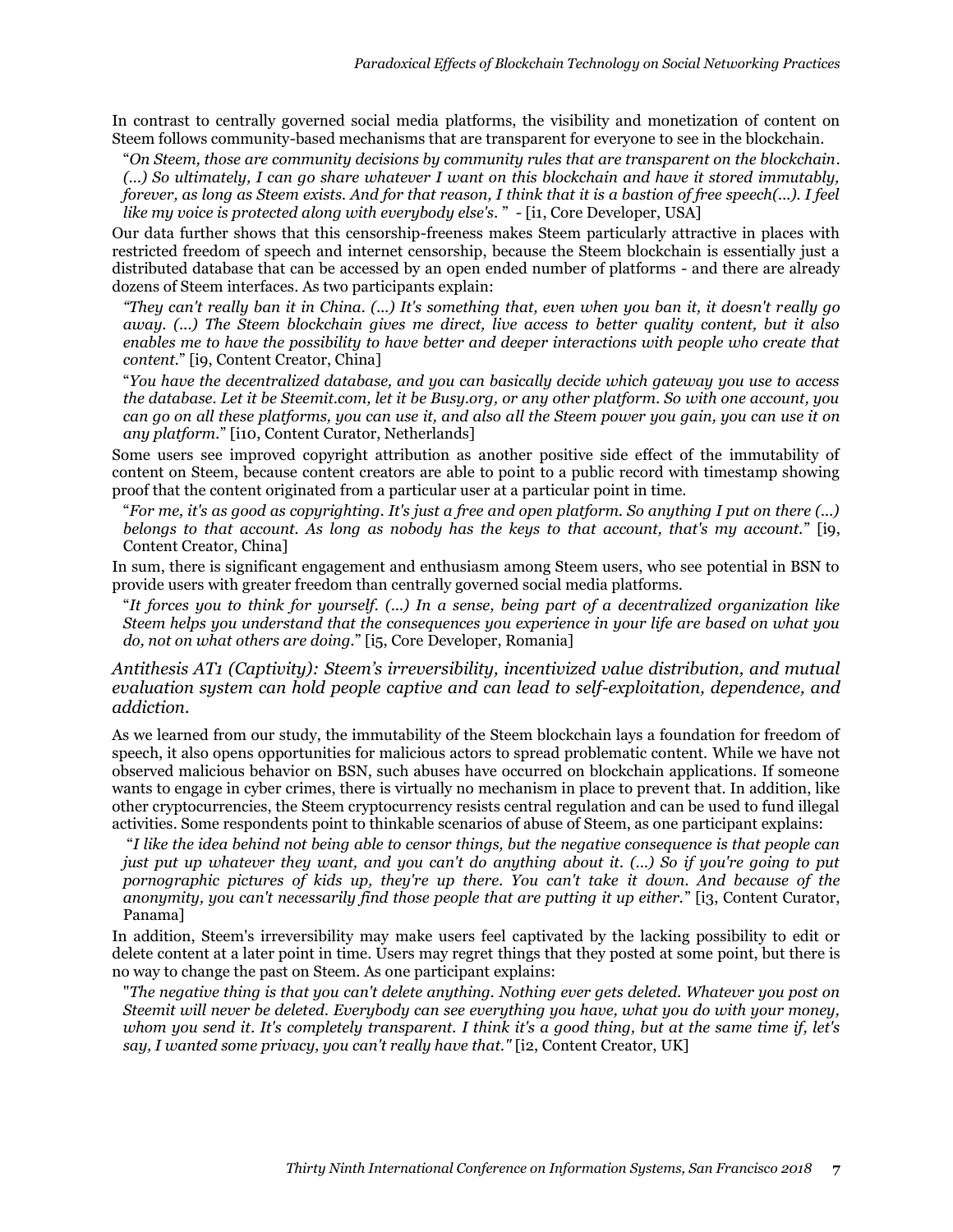In contrast to centrally governed social media platforms, the visibility and monetization of content on Steem follows community-based mechanisms that are transparent for everyone to see in the blockchain.

> "*On Steem, those are community decisions by community rules that are transparent on the blockchain. (...) So ultimately, I can go share whatever I want on this blockchain and have it stored immutably, forever, as long as Steem exists. And for that reason, I think that it is a bastion of free speech(...). I feel like my voice is protected along with everybody else's.* " - [i1, Core Developer, USA]

Our data further shows that this censorship-freeness makes Steem particularly attractive in places with restricted freedom of speech and internet censorship, because the Steem blockchain is essentially just a distributed database that can be accessed by an open ended number of platforms - and there are already dozens of Steem interfaces. As two participants explain:

> *"They can't really ban it in China. (...) It's something that, even when you ban it, it doesn't really go away. (...) The Steem blockchain gives me direct, live access to better quality content, but it also enables me to have the possibility to have better and deeper interactions with people who create that content."* [i9, Content Creator, China]

> "*You have the decentralized database, and you can basically decide which gateway you use to access the database. Let it be Steemit.com, let it be Busy.org, or any other platform. So with one account, you can go on all these platforms, you can use it, and also all the Steem power you gain, you can use it on any platform.*" [i10, Content Curator, Netherlands]

Some users see improved copyright attribution as another positive side effect of the immutability of content on Steem, because content creators are able to point to a public record with timestamp showing proof that the content originated from a particular user at a particular point in time.

> "*For me, it's as good as copyrighting. It's just a free and open platform. So anything I put on there (...) belongs to that account. As long as nobody has the keys to that account, that's my account.*" [i9, Content Creator, China]

In sum, there is significant engagement and enthusiasm among Steem users, who see potential in BSN to provide users with greater freedom than centrally governed social media platforms.

> "*It forces you to think for yourself. (...) In a sense, being part of a decentralized organization like Steem helps you understand that the consequences you experience in your life are based on what you do, not on what others are doing.*" [i5, Core Developer, Romania]

*Antithesis AT1 (Captivity): Steem's irreversibility, incentivized value distribution, and mutual evaluation system can hold people captive and can lead to self-exploitation, dependence, and addiction.*

As we learned from our study, the immutability of the Steem blockchain lays a foundation for freedom of speech, it also opens opportunities for malicious actors to spread problematic content. While we have not observed malicious behavior on BSN, such abuses have occurred on blockchain applications. If someone wants to engage in cyber crimes, there is virtually no mechanism in place to prevent that. In addition, like other cryptocurrencies, the Steem cryptocurrency resists central regulation and can be used to fund illegal activities. Some respondents point to thinkable scenarios of abuse of Steem, as one participant explains:

> "*I like the idea behind not being able to censor things, but the negative consequence is that people can just put up whatever they want, and you can't do anything about it. (...) So if you're going to put pornographic pictures of kids up, they're up there. You can't take it down. And because of the anonymity, you can't necessarily find those people that are putting it up either.*" [i3, Content Curator, Panama]

In addition, Steem's irreversibility may make users feel captivated by the lacking possibility to edit or delete content at a later point in time. Users may regret things that they posted at some point, but there is no way to change the past on Steem. As one participant explains:

> "*The negative thing is that you can't delete anything. Nothing ever gets deleted. Whatever you post on Steemit will never be deleted. Everybody can see everything you have, what you do with your money, whom you send it. It's completely transparent. I think it's a good thing, but at the same time if, let's say, I wanted some privacy, you can't really have that."* [i2, Content Creator, UK]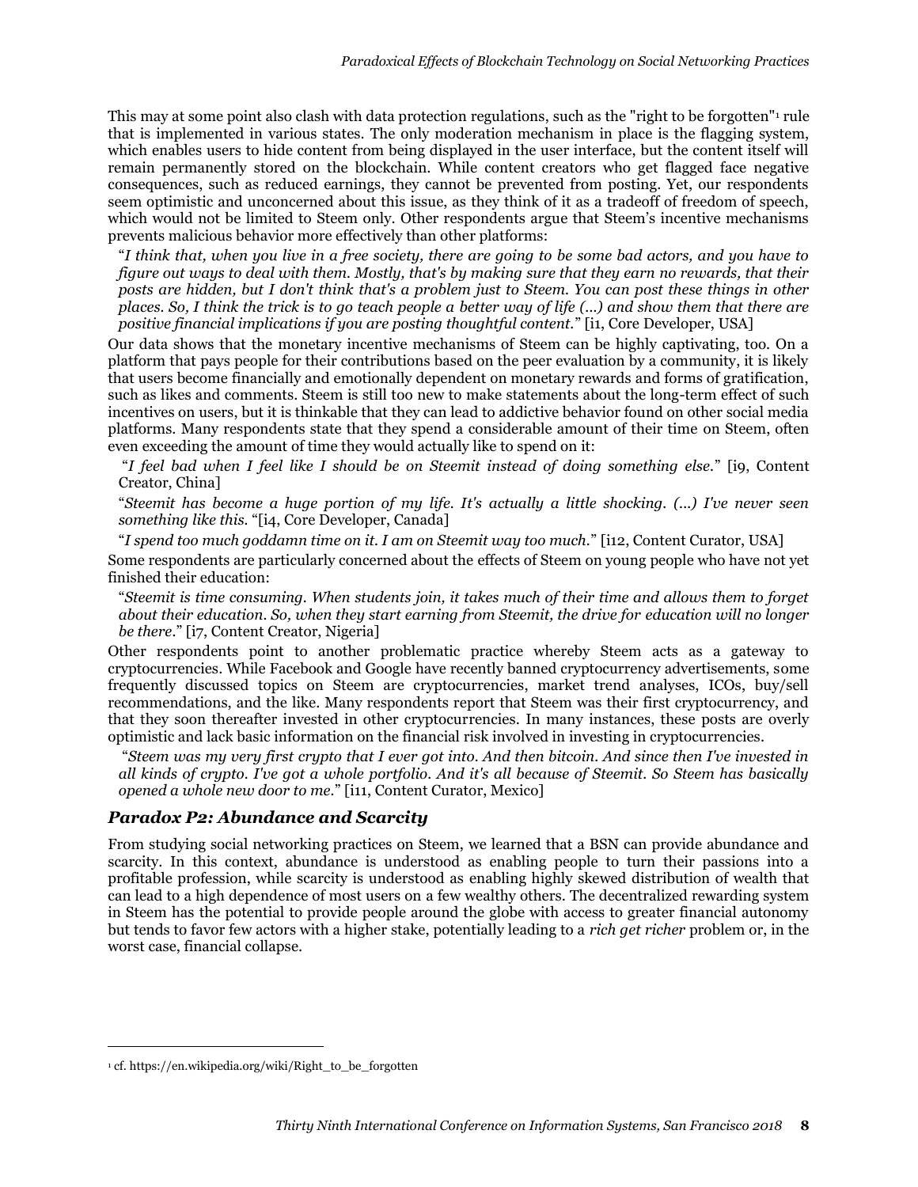This may at some point also clash with data protection regulations, such as the "right to be forgotten"[1] rule that is implemented in various states. The only moderation mechanism in place is the flagging system, which enables users to hide content from being displayed in the user interface, but the content itself will remain permanently stored on the blockchain. While content creators who get flagged face negative consequences, such as reduced earnings, they cannot be prevented from posting. Yet, our respondents seem optimistic and unconcerned about this issue, as they think of it as a tradeoff of freedom of speech, which would not be limited to Steem only. Other respondents argue that Steem's incentive mechanisms prevents malicious behavior more effectively than other platforms:

> "*I think that, when you live in a free society, there are going to be some bad actors, and you have to figure out ways to deal with them. Mostly, that's by making sure that they earn no rewards, that their posts are hidden, but I don't think that's a problem just to Steem. You can post these things in other places. So, I think the trick is to go teach people a better way of life (...) and show them that there are positive financial implications if you are posting thoughtful content.*" [i1, Core Developer, USA]

Our data shows that the monetary incentive mechanisms of Steem can be highly captivating, too. On a platform that pays people for their contributions based on the peer evaluation by a community, it is likely that users become financially and emotionally dependent on monetary rewards and forms of gratification, such as likes and comments. Steem is still too new to make statements about the long-term effect of such incentives on users, but it is thinkable that they can lead to addictive behavior found on other social media platforms. Many respondents state that they spend a considerable amount of their time on Steem, often even exceeding the amount of time they would actually like to spend on it:

> "*I feel bad when I feel like I should be on Steemit instead of doing something else.*" [i9, Content Creator, China]

> "*Steemit has become a huge portion of my life. It's actually a little shocking. (...) I've never seen something like this.* "[i4, Core Developer, Canada]

> "*I spend too much goddamn time on it. I am on Steemit way too much.*" [i12, Content Curator, USA]

Some respondents are particularly concerned about the effects of Steem on young people who have not yet finished their education:

> "*Steemit is time consuming. When students join, it takes much of their time and allows them to forget about their education. So, when they start earning from Steemit, the drive for education will no longer be there.*" [i7, Content Creator, Nigeria]

Other respondents point to another problematic practice whereby Steem acts as a gateway to cryptocurrencies. While Facebook and Google have recently banned cryptocurrency advertisements, some frequently discussed topics on Steem are cryptocurrencies, market trend analyses, ICOs, buy/sell recommendations, and the like. Many respondents report that Steem was their first cryptocurrency, and that they soon thereafter invested in other cryptocurrencies. In many instances, these posts are overly optimistic and lack basic information on the financial risk involved in investing in cryptocurrencies.

> "*Steem was my very first crypto that I ever got into. And then bitcoin. And since then I've invested in all kinds of crypto. I've got a whole portfolio. And it's all because of Steemit. So Steem has basically opened a whole new door to me.*" [i11, Content Curator, Mexico]

### *Paradox P2: Abundance and Scarcity*

From studying social networking practices on Steem, we learned that a BSN can provide abundance and scarcity. In this context, abundance is understood as enabling people to turn their passions into a profitable profession, while scarcity is understood as enabling highly skewed distribution of wealth that can lead to a high dependence of most users on a few wealthy others. The decentralized rewarding system in Steem has the potential to provide people around the globe with access to greater financial autonomy but tends to favor few actors with a higher stake, potentially leading to a *rich get richer* problem or, in the worst case, financial collapse.

[1] cf. https://en.wikipedia.org/wiki/Right_to_be_forgotten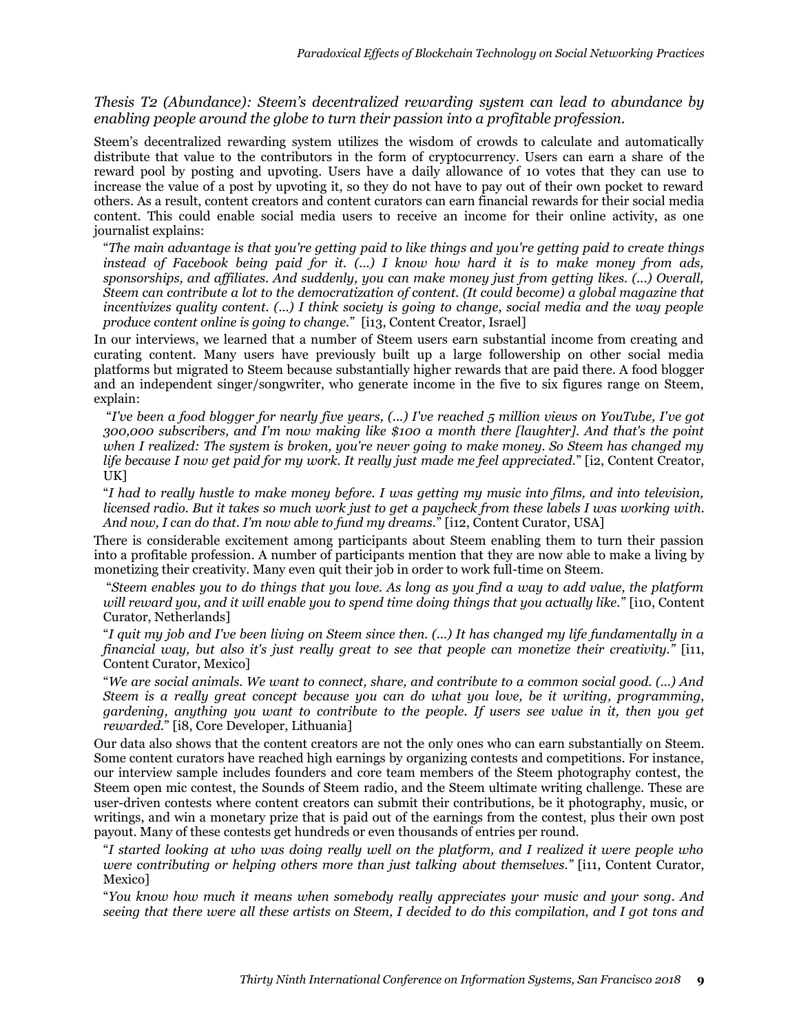*Thesis T2 (Abundance): Steem's decentralized rewarding system can lead to abundance by enabling people around the globe to turn their passion into a profitable profession.*

Steem's decentralized rewarding system utilizes the wisdom of crowds to calculate and automatically distribute that value to the contributors in the form of cryptocurrency. Users can earn a share of the reward pool by posting and upvoting. Users have a daily allowance of 10 votes that they can use to increase the value of a post by upvoting it, so they do not have to pay out of their own pocket to reward others. As a result, content creators and content curators can earn financial rewards for their social media content. This could enable social media users to receive an income for their online activity, as one journalist explains:

> "*The main advantage is that you're getting paid to like things and you're getting paid to create things instead of Facebook being paid for it. (...) I know how hard it is to make money from ads, sponsorships, and affiliates. And suddenly, you can make money just from getting likes. (...) Overall, Steem can contribute a lot to the democratization of content. (It could become) a global magazine that incentivizes quality content. (...) I think society is going to change, social media and the way people produce content online is going to change.*" [i13, Content Creator, Israel]

In our interviews, we learned that a number of Steem users earn substantial income from creating and curating content. Many users have previously built up a large followership on other social media platforms but migrated to Steem because substantially higher rewards that are paid there. A food blogger and an independent singer/songwriter, who generate income in the five to six figures range on Steem, explain:

> "*I've been a food blogger for nearly five years, (...) I've reached 5 million views on YouTube, I've got 300,000 subscribers, and I'm now making like $100 a month there [laughter]. And that's the point when I realized: The system is broken, you're never going to make money. So Steem has changed my life because I now get paid for my work. It really just made me feel appreciated.*" [i2, Content Creator, UK]

> "*I had to really hustle to make money before. I was getting my music into films, and into television, licensed radio. But it takes so much work just to get a paycheck from these labels I was working with. And now, I can do that. I'm now able to fund my dreams.*" [i12, Content Curator, USA]

There is considerable excitement among participants about Steem enabling them to turn their passion into a profitable profession. A number of participants mention that they are now able to make a living by monetizing their creativity. Many even quit their job in order to work full-time on Steem.

> "*Steem enables you to do things that you love. As long as you find a way to add value, the platform will reward you, and it will enable you to spend time doing things that you actually like.*" [i10, Content Curator, Netherlands]

> "*I quit my job and I've been living on Steem since then. (...) It has changed my life fundamentally in a financial way, but also it's just really great to see that people can monetize their creativity.*" [i11, Content Curator, Mexico]

> "*We are social animals. We want to connect, share, and contribute to a common social good. (...) And Steem is a really great concept because you can do what you love, be it writing, programming, gardening, anything you want to contribute to the people. If users see value in it, then you get rewarded.*" [i8, Core Developer, Lithuania]

Our data also shows that the content creators are not the only ones who can earn substantially on Steem. Some content curators have reached high earnings by organizing contests and competitions. For instance, our interview sample includes founders and core team members of the Steem photography contest, the Steem open mic contest, the Sounds of Steem radio, and the Steem ultimate writing challenge. These are user-driven contests where content creators can submit their contributions, be it photography, music, or writings, and win a monetary prize that is paid out of the earnings from the contest, plus their own post payout. Many of these contests get hundreds or even thousands of entries per round.

> "*I started looking at who was doing really well on the platform, and I realized it were people who were contributing or helping others more than just talking about themselves.*" [i11, Content Curator, Mexico]

> "*You know how much it means when somebody really appreciates your music and your song. And seeing that there were all these artists on Steem, I decided to do this compilation, and I got tons and*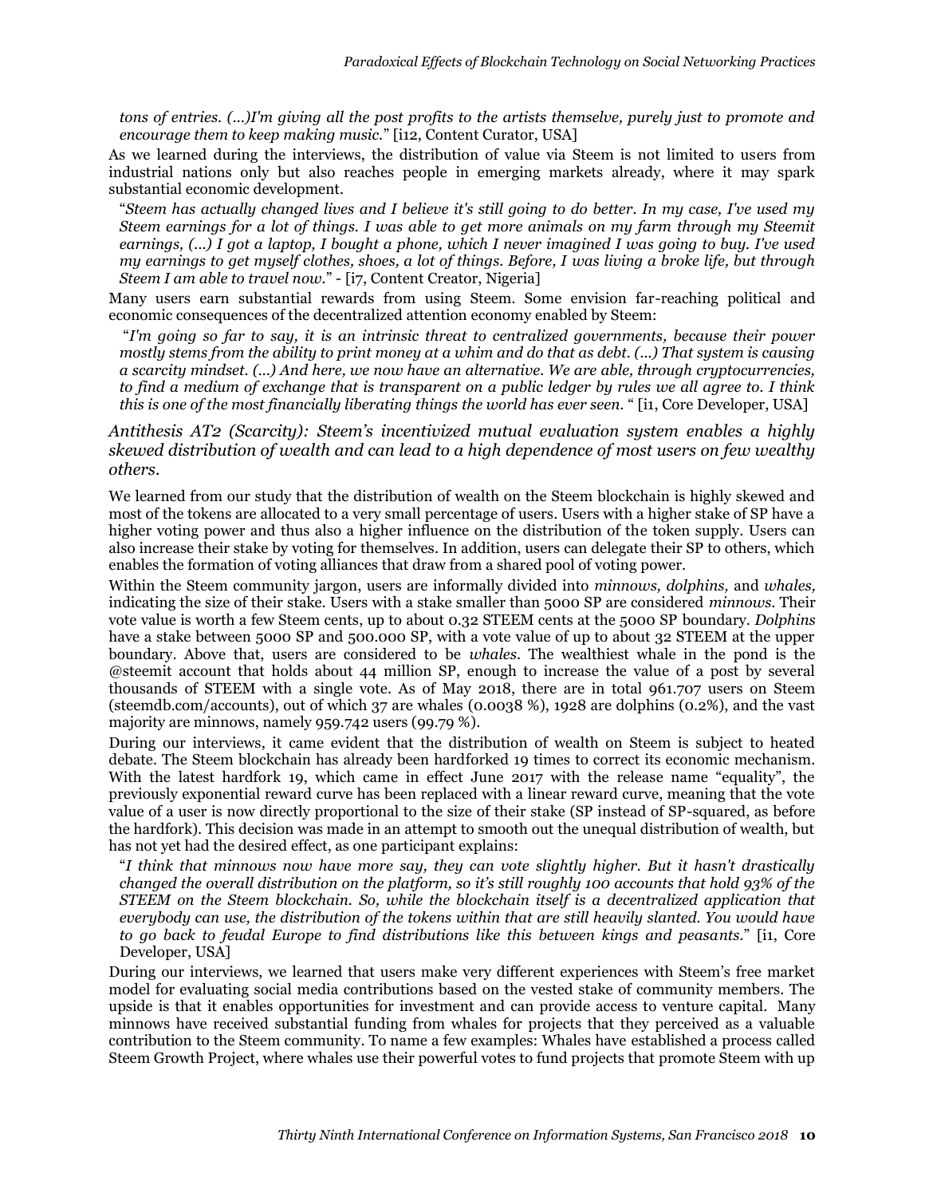*tons of entries. (...)I'm giving all the post profits to the artists themselve, purely just to promote and encourage them to keep making music.*" [i12, Content Curator, USA]

As we learned during the interviews, the distribution of value via Steem is not limited to users from industrial nations only but also reaches people in emerging markets already, where it may spark substantial economic development.

> "*Steem has actually changed lives and I believe it's still going to do better. In my case, I've used my Steem earnings for a lot of things. I was able to get more animals on my farm through my Steemit earnings, (...) I got a laptop, I bought a phone, which I never imagined I was going to buy. I've used my earnings to get myself clothes, shoes, a lot of things. Before, I was living a broke life, but through Steem I am able to travel now.*" - [i7, Content Creator, Nigeria]

Many users earn substantial rewards from using Steem. Some envision far-reaching political and economic consequences of the decentralized attention economy enabled by Steem:

> "*I'm going so far to say, it is an intrinsic threat to centralized governments, because their power mostly stems from the ability to print money at a whim and do that as debt. (...) That system is causing a scarcity mindset. (...) And here, we now have an alternative. We are able, through cryptocurrencies, to find a medium of exchange that is transparent on a public ledger by rules we all agree to. I think this is one of the most financially liberating things the world has ever seen.* " [i1, Core Developer, USA]

*Antithesis AT2 (Scarcity): Steem's incentivized mutual evaluation system enables a highly skewed distribution of wealth and can lead to a high dependence of most users on few wealthy others.*

We learned from our study that the distribution of wealth on the Steem blockchain is highly skewed and most of the tokens are allocated to a very small percentage of users. Users with a higher stake of SP have a higher voting power and thus also a higher influence on the distribution of the token supply. Users can also increase their stake by voting for themselves. In addition, users can delegate their SP to others, which enables the formation of voting alliances that draw from a shared pool of voting power.

Within the Steem community jargon, users are informally divided into *minnows, dolphins,* and *whales,* indicating the size of their stake. Users with a stake smaller than 5000 SP are considered *minnows*. Their vote value is worth a few Steem cents, up to about 0.32 STEEM cents at the 5000 SP boundary. *Dolphins* have a stake between 5000 SP and 500.000 SP, with a vote value of up to about 32 STEEM at the upper boundary. Above that, users are considered to be *whales*. The wealthiest whale in the pond is the @steemit account that holds about 44 million SP, enough to increase the value of a post by several thousands of STEEM with a single vote. As of May 2018, there are in total 961.707 users on Steem (steemdb.com/accounts), out of which 37 are whales (0.0038 %), 1928 are dolphins (0.2%), and the vast majority are minnows, namely 959.742 users (99.79 %).

During our interviews, it came evident that the distribution of wealth on Steem is subject to heated debate. The Steem blockchain has already been hardforked 19 times to correct its economic mechanism. With the latest hardfork 19, which came in effect June 2017 with the release name "equality", the previously exponential reward curve has been replaced with a linear reward curve, meaning that the vote value of a user is now directly proportional to the size of their stake (SP instead of SP-squared, as before the hardfork). This decision was made in an attempt to smooth out the unequal distribution of wealth, but has not yet had the desired effect, as one participant explains:

> "*I think that minnows now have more say, they can vote slightly higher. But it hasn't drastically changed the overall distribution on the platform, so it's still roughly 100 accounts that hold 93% of the STEEM on the Steem blockchain. So, while the blockchain itself is a decentralized application that everybody can use, the distribution of the tokens within that are still heavily slanted. You would have to go back to feudal Europe to find distributions like this between kings and peasants.*" [i1, Core Developer, USA]

During our interviews, we learned that users make very different experiences with Steem's free market model for evaluating social media contributions based on the vested stake of community members. The upside is that it enables opportunities for investment and can provide access to venture capital. Many minnows have received substantial funding from whales for projects that they perceived as a valuable contribution to the Steem community. To name a few examples: Whales have established a process called Steem Growth Project, where whales use their powerful votes to fund projects that promote Steem with up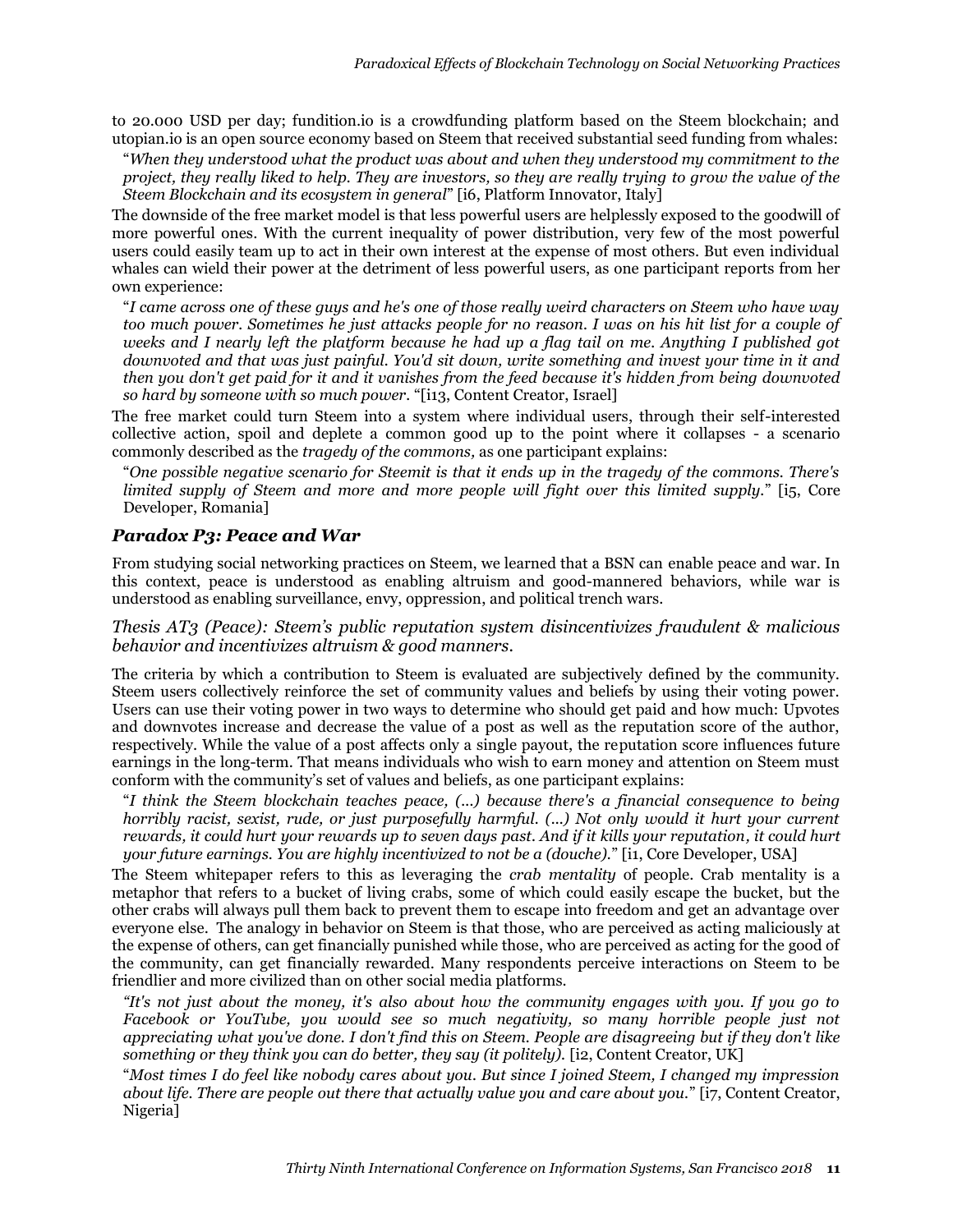to 20.000 USD per day; fundition.io is a crowdfunding platform based on the Steem blockchain; and utopian.io is an open source economy based on Steem that received substantial seed funding from whales:

> "*When they understood what the product was about and when they understood my commitment to the project, they really liked to help. They are investors, so they are really trying to grow the value of the Steem Blockchain and its ecosystem in general*" [i6, Platform Innovator, Italy]

The downside of the free market model is that less powerful users are helplessly exposed to the goodwill of more powerful ones. With the current inequality of power distribution, very few of the most powerful users could easily team up to act in their own interest at the expense of most others. But even individual whales can wield their power at the detriment of less powerful users, as one participant reports from her own experience:

> "*I came across one of these guys and he's one of those really weird characters on Steem who have way too much power. Sometimes he just attacks people for no reason. I was on his hit list for a couple of weeks and I nearly left the platform because he had up a flag tail on me. Anything I published got downvoted and that was just painful. You'd sit down, write something and invest your time in it and then you don't get paid for it and it vanishes from the feed because it's hidden from being downvoted so hard by someone with so much power.* "[i13, Content Creator, Israel]

The free market could turn Steem into a system where individual users, through their self-interested collective action, spoil and deplete a common good up to the point where it collapses - a scenario commonly described as the *tragedy of the commons,* as one participant explains:

> "*One possible negative scenario for Steemit is that it ends up in the tragedy of the commons. There's limited supply of Steem and more and more people will fight over this limited supply.*" [i5, Core Developer, Romania]

## *Paradox P3: Peace and War*

From studying social networking practices on Steem, we learned that a BSN can enable peace and war. In this context, peace is understood as enabling altruism and good-mannered behaviors, while war is understood as enabling surveillance, envy, oppression, and political trench wars.

### *Thesis AT3 (Peace): Steem's public reputation system disincentivizes fraudulent & malicious behavior and incentivizes altruism & good manners.*

The criteria by which a contribution to Steem is evaluated are subjectively defined by the community. Steem users collectively reinforce the set of community values and beliefs by using their voting power. Users can use their voting power in two ways to determine who should get paid and how much: Upvotes and downvotes increase and decrease the value of a post as well as the reputation score of the author, respectively. While the value of a post affects only a single payout, the reputation score influences future earnings in the long-term. That means individuals who wish to earn money and attention on Steem must conform with the community's set of values and beliefs, as one participant explains:

> "*I think the Steem blockchain teaches peace, (…) because there's a financial consequence to being horribly racist, sexist, rude, or just purposefully harmful. (…) Not only would it hurt your current rewards, it could hurt your rewards up to seven days past. And if it kills your reputation, it could hurt your future earnings. You are highly incentivized to not be a (douche).*" [i1, Core Developer, USA]

The Steem whitepaper refers to this as leveraging the *crab mentality* of people. Crab mentality is a metaphor that refers to a bucket of living crabs, some of which could easily escape the bucket, but the other crabs will always pull them back to prevent them to escape into freedom and get an advantage over everyone else. The analogy in behavior on Steem is that those, who are perceived as acting maliciously at the expense of others, can get financially punished while those, who are perceived as acting for the good of the community, can get financially rewarded. Many respondents perceive interactions on Steem to be friendlier and more civilized than on other social media platforms.

> *"It's not just about the money, it's also about how the community engages with you. If you go to Facebook or YouTube, you would see so much negativity, so many horrible people just not appreciating what you've done. I don't find this on Steem. People are disagreeing but if they don't like something or they think you can do better, they say (it politely).* [i2, Content Creator, UK]

> "*Most times I do feel like nobody cares about you. But since I joined Steem, I changed my impression about life. There are people out there that actually value you and care about you.*" [i7, Content Creator, Nigeria]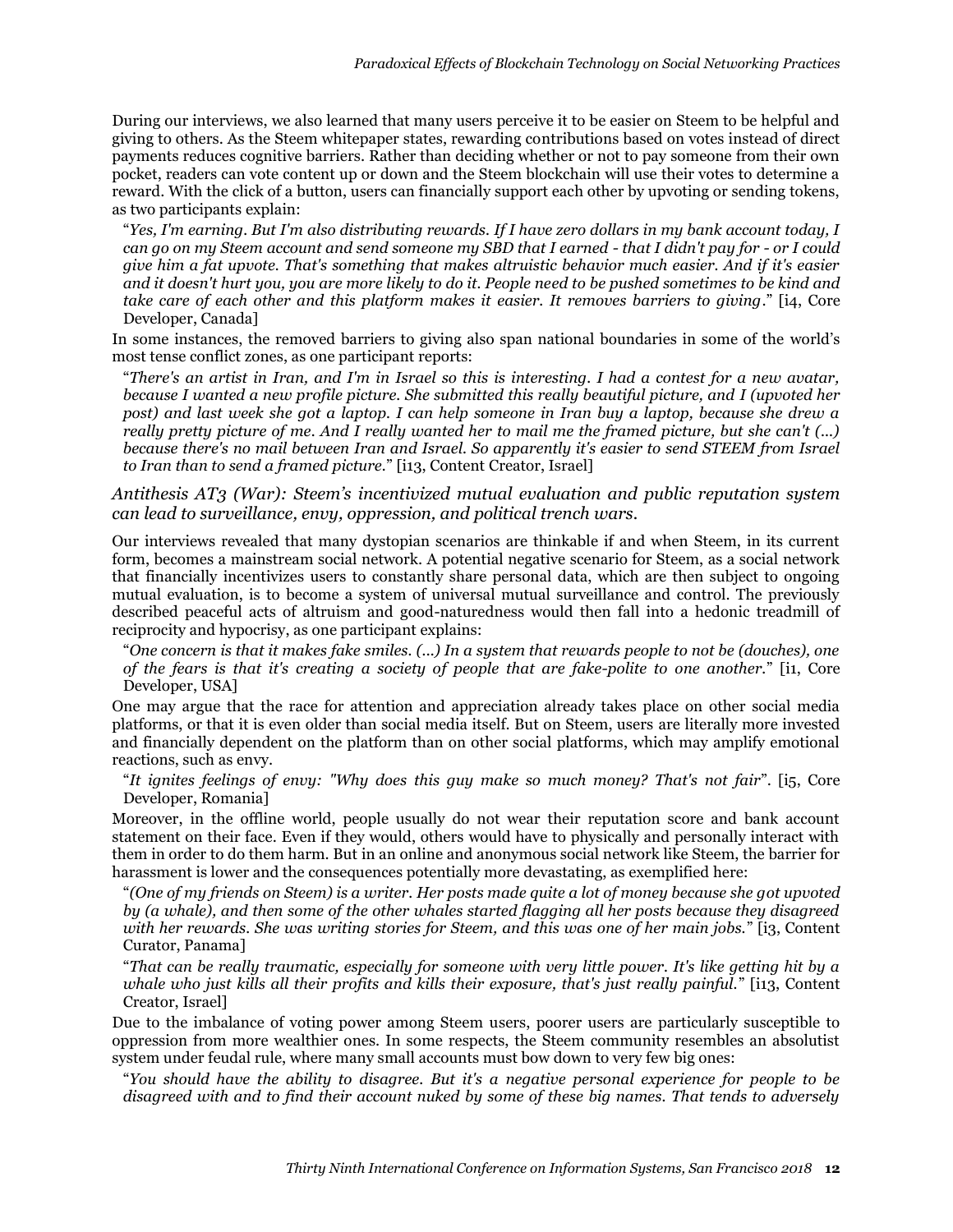During our interviews, we also learned that many users perceive it to be easier on Steem to be helpful and giving to others. As the Steem whitepaper states, rewarding contributions based on votes instead of direct payments reduces cognitive barriers. Rather than deciding whether or not to pay someone from their own pocket, readers can vote content up or down and the Steem blockchain will use their votes to determine a reward. With the click of a button, users can financially support each other by upvoting or sending tokens, as two participants explain:

> "*Yes, I'm earning. But I'm also distributing rewards. If I have zero dollars in my bank account today, I can go on my Steem account and send someone my SBD that I earned - that I didn't pay for - or I could give him a fat upvote. That's something that makes altruistic behavior much easier. And if it's easier and it doesn't hurt you, you are more likely to do it. People need to be pushed sometimes to be kind and take care of each other and this platform makes it easier. It removes barriers to giving*." [i4, Core Developer, Canada]

In some instances, the removed barriers to giving also span national boundaries in some of the world's most tense conflict zones, as one participant reports:

> "*There's an artist in Iran, and I'm in Israel so this is interesting. I had a contest for a new avatar, because I wanted a new profile picture. She submitted this really beautiful picture, and I (upvoted her post) and last week she got a laptop. I can help someone in Iran buy a laptop, because she drew a really pretty picture of me. And I really wanted her to mail me the framed picture, but she can't (...) because there's no mail between Iran and Israel. So apparently it's easier to send STEEM from Israel to Iran than to send a framed picture*." [i13, Content Creator, Israel]

*Antithesis AT3 (War): Steem's incentivized mutual evaluation and public reputation system can lead to surveillance, envy, oppression, and political trench wars.*

Our interviews revealed that many dystopian scenarios are thinkable if and when Steem, in its current form, becomes a mainstream social network. A potential negative scenario for Steem, as a social network that financially incentivizes users to constantly share personal data, which are then subject to ongoing mutual evaluation, is to become a system of universal mutual surveillance and control. The previously described peaceful acts of altruism and good-naturedness would then fall into a hedonic treadmill of reciprocity and hypocrisy, as one participant explains:

> "*One concern is that it makes fake smiles. (...) In a system that rewards people to not be (douches), one of the fears is that it's creating a society of people that are fake-polite to one another.*" [i1, Core Developer, USA]

One may argue that the race for attention and appreciation already takes place on other social media platforms, or that it is even older than social media itself. But on Steem, users are literally more invested and financially dependent on the platform than on other social platforms, which may amplify emotional reactions, such as envy.

> "*It ignites feelings of envy: "Why does this guy make so much money? That's not fair*". [i5, Core Developer, Romania]

Moreover, in the offline world, people usually do not wear their reputation score and bank account statement on their face. Even if they would, others would have to physically and personally interact with them in order to do them harm. But in an online and anonymous social network like Steem, the barrier for harassment is lower and the consequences potentially more devastating, as exemplified here:

> "*(One of my friends on Steem) is a writer. Her posts made quite a lot of money because she got upvoted by (a whale), and then some of the other whales started flagging all her posts because they disagreed with her rewards. She was writing stories for Steem, and this was one of her main jobs.*" [i3, Content Curator, Panama]

> "*That can be really traumatic, especially for someone with very little power. It's like getting hit by a whale who just kills all their profits and kills their exposure, that's just really painful.*" [i13, Content Creator, Israel]

Due to the imbalance of voting power among Steem users, poorer users are particularly susceptible to oppression from more wealthier ones. In some respects, the Steem community resembles an absolutist system under feudal rule, where many small accounts must bow down to very few big ones:

> "*You should have the ability to disagree. But it's a negative personal experience for people to be disagreed with and to find their account nuked by some of these big names. That tends to adversely*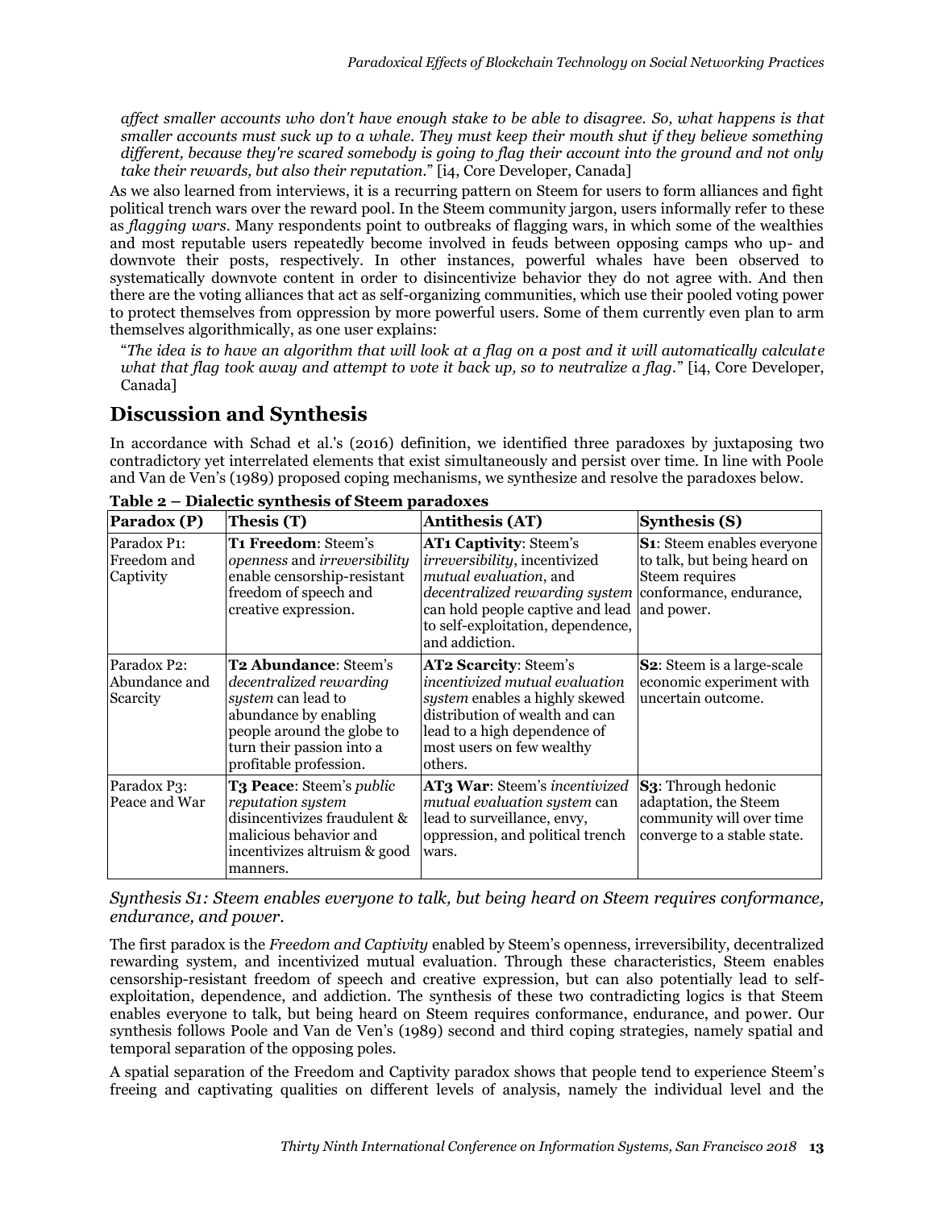*affect smaller accounts who don't have enough stake to be able to disagree. So, what happens is that smaller accounts must suck up to a whale. They must keep their mouth shut if they believe something different, because they're scared somebody is going to flag their account into the ground and not only take their rewards, but also their reputation.*" [i4, Core Developer, Canada]

As we also learned from interviews, it is a recurring pattern on Steem for users to form alliances and fight political trench wars over the reward pool. In the Steem community jargon, users informally refer to these as *flagging wars*. Many respondents point to outbreaks of flagging wars, in which some of the wealthies and most reputable users repeatedly become involved in feuds between opposing camps who up- and downvote their posts, respectively. In other instances, powerful whales have been observed to systematically downvote content in order to disincentivize behavior they do not agree with. And then there are the voting alliances that act as self-organizing communities, which use their pooled voting power to protect themselves from oppression by more powerful users. Some of them currently even plan to arm themselves algorithmically, as one user explains:

"*The idea is to have an algorithm that will look at a flag on a post and it will automatically calculate what that flag took away and attempt to vote it back up, so to neutralize a flag.*" [i4, Core Developer, Canada]

## Discussion and Synthesis

In accordance with Schad et al.'s (2016) definition, we identified three paradoxes by juxtaposing two contradictory yet interrelated elements that exist simultaneously and persist over time. In line with Poole and Van de Ven's (1989) proposed coping mechanisms, we synthesize and resolve the paradoxes below.

**Table 2 – Dialectic synthesis of Steem paradoxes**

| Paradox (P) | Thesis (T) | Antithesis (AT) | Synthesis (S) |
|---|---|---|---|
| Paradox P1: Freedom and Captivity | **T1 Freedom**: Steem's *openness* and *irreversibility* enable censorship-resistant freedom of speech and creative expression. | **AT1 Captivity**: Steem's *irreversibility*, incentivized *mutual evaluation*, and *decentralized rewarding system* can hold people captive and lead to self-exploitation, dependence, and addiction. | **S1**: Steem enables everyone to talk, but being heard on Steem requires conformance, endurance, and power. |
| Paradox P2: Abundance and Scarcity | **T2 Abundance**: Steem's *decentralized rewarding system* can lead to abundance by enabling people around the globe to turn their passion into a profitable profession. | **AT2 Scarcity**: Steem's *incentivized mutual evaluation system* enables a highly skewed distribution of wealth and can lead to a high dependence of most users on few wealthy others. | **S2**: Steem is a large-scale economic experiment with uncertain outcome. |
| Paradox P3: Peace and War | **T3 Peace**: Steem's *public reputation system* disincentivizes fraudulent & malicious behavior and incentivizes altruism & good manners. | **AT3 War**: Steem's *incentivized mutual evaluation system* can lead to surveillance, envy, oppression, and political trench wars. | **S3**: Through hedonic adaptation, the Steem community will over time converge to a stable state. |

*Synthesis S1: Steem enables everyone to talk, but being heard on Steem requires conformance, endurance, and power.*

The first paradox is the *Freedom and Captivity* enabled by Steem's openness, irreversibility, decentralized rewarding system, and incentivized mutual evaluation. Through these characteristics, Steem enables censorship-resistant freedom of speech and creative expression, but can also potentially lead to self-exploitation, dependence, and addiction. The synthesis of these two contradicting logics is that Steem enables everyone to talk, but being heard on Steem requires conformance, endurance, and power. Our synthesis follows Poole and Van de Ven's (1989) second and third coping strategies, namely spatial and temporal separation of the opposing poles.

A spatial separation of the Freedom and Captivity paradox shows that people tend to experience Steem's freeing and captivating qualities on different levels of analysis, namely the individual level and the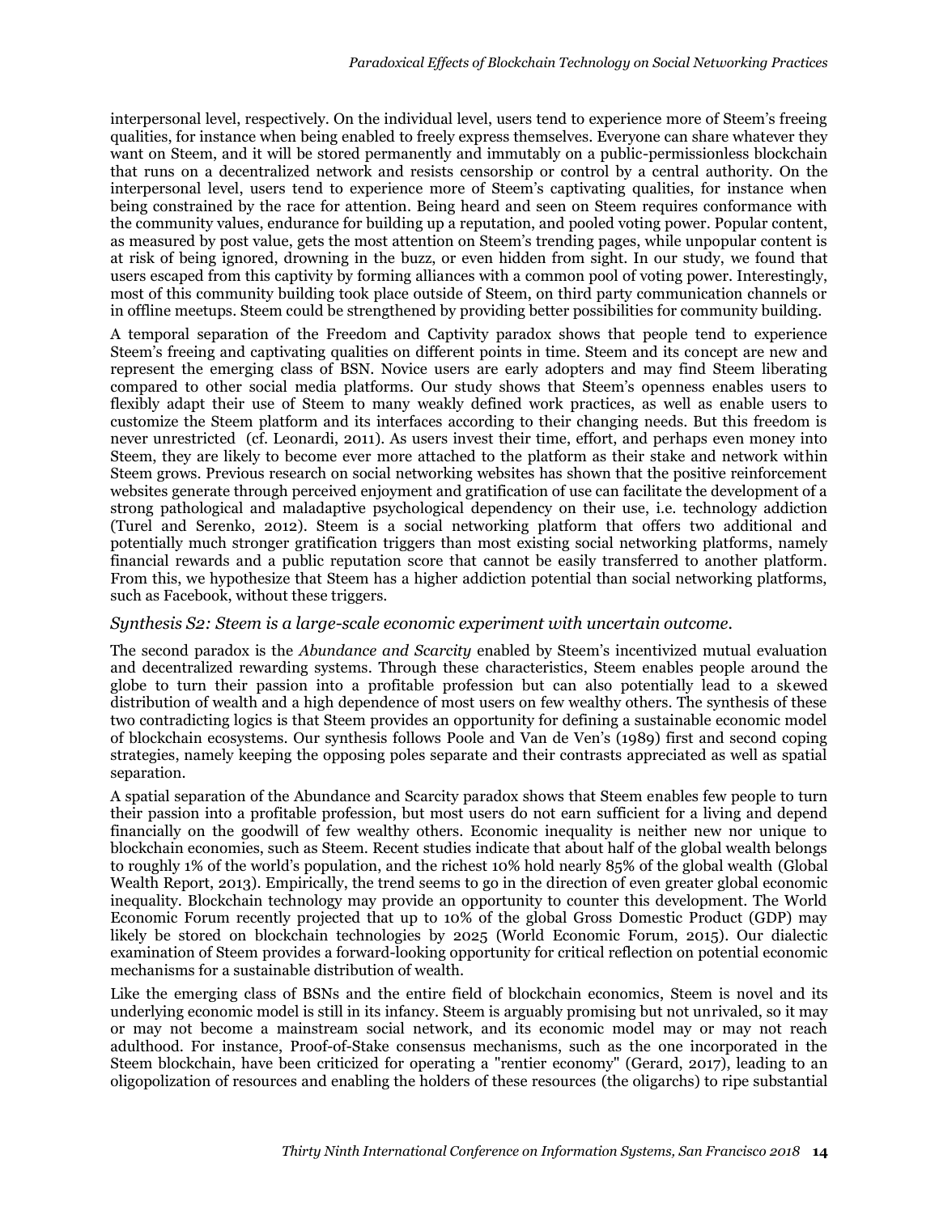interpersonal level, respectively. On the individual level, users tend to experience more of Steem's freeing qualities, for instance when being enabled to freely express themselves. Everyone can share whatever they want on Steem, and it will be stored permanently and immutably on a public-permissionless blockchain that runs on a decentralized network and resists censorship or control by a central authority. On the interpersonal level, users tend to experience more of Steem's captivating qualities, for instance when being constrained by the race for attention. Being heard and seen on Steem requires conformance with the community values, endurance for building up a reputation, and pooled voting power. Popular content, as measured by post value, gets the most attention on Steem's trending pages, while unpopular content is at risk of being ignored, drowning in the buzz, or even hidden from sight. In our study, we found that users escaped from this captivity by forming alliances with a common pool of voting power. Interestingly, most of this community building took place outside of Steem, on third party communication channels or in offline meetups. Steem could be strengthened by providing better possibilities for community building.

A temporal separation of the Freedom and Captivity paradox shows that people tend to experience Steem's freeing and captivating qualities on different points in time. Steem and its concept are new and represent the emerging class of BSN. Novice users are early adopters and may find Steem liberating compared to other social media platforms. Our study shows that Steem's openness enables users to flexibly adapt their use of Steem to many weakly defined work practices, as well as enable users to customize the Steem platform and its interfaces according to their changing needs. But this freedom is never unrestricted (cf. Leonardi, 2011). As users invest their time, effort, and perhaps even money into Steem, they are likely to become ever more attached to the platform as their stake and network within Steem grows. Previous research on social networking websites has shown that the positive reinforcement websites generate through perceived enjoyment and gratification of use can facilitate the development of a strong pathological and maladaptive psychological dependency on their use, i.e. technology addiction (Turel and Serenko, 2012). Steem is a social networking platform that offers two additional and potentially much stronger gratification triggers than most existing social networking platforms, namely financial rewards and a public reputation score that cannot be easily transferred to another platform. From this, we hypothesize that Steem has a higher addiction potential than social networking platforms, such as Facebook, without these triggers.

### *Synthesis S2: Steem is a large-scale economic experiment with uncertain outcome.*

The second paradox is the *Abundance and Scarcity* enabled by Steem's incentivized mutual evaluation and decentralized rewarding systems. Through these characteristics, Steem enables people around the globe to turn their passion into a profitable profession but can also potentially lead to a skewed distribution of wealth and a high dependence of most users on few wealthy others. The synthesis of these two contradicting logics is that Steem provides an opportunity for defining a sustainable economic model of blockchain ecosystems. Our synthesis follows Poole and Van de Ven's (1989) first and second coping strategies, namely keeping the opposing poles separate and their contrasts appreciated as well as spatial separation.

A spatial separation of the Abundance and Scarcity paradox shows that Steem enables few people to turn their passion into a profitable profession, but most users do not earn sufficient for a living and depend financially on the goodwill of few wealthy others. Economic inequality is neither new nor unique to blockchain economies, such as Steem. Recent studies indicate that about half of the global wealth belongs to roughly 1% of the world's population, and the richest 10% hold nearly 85% of the global wealth (Global Wealth Report, 2013). Empirically, the trend seems to go in the direction of even greater global economic inequality. Blockchain technology may provide an opportunity to counter this development. The World Economic Forum recently projected that up to 10% of the global Gross Domestic Product (GDP) may likely be stored on blockchain technologies by 2025 (World Economic Forum, 2015). Our dialectic examination of Steem provides a forward-looking opportunity for critical reflection on potential economic mechanisms for a sustainable distribution of wealth.

Like the emerging class of BSNs and the entire field of blockchain economics, Steem is novel and its underlying economic model is still in its infancy. Steem is arguably promising but not unrivaled, so it may or may not become a mainstream social network, and its economic model may or may not reach adulthood. For instance, Proof-of-Stake consensus mechanisms, such as the one incorporated in the Steem blockchain, have been criticized for operating a "rentier economy" (Gerard, 2017), leading to an oligopolization of resources and enabling the holders of these resources (the oligarchs) to ripe substantial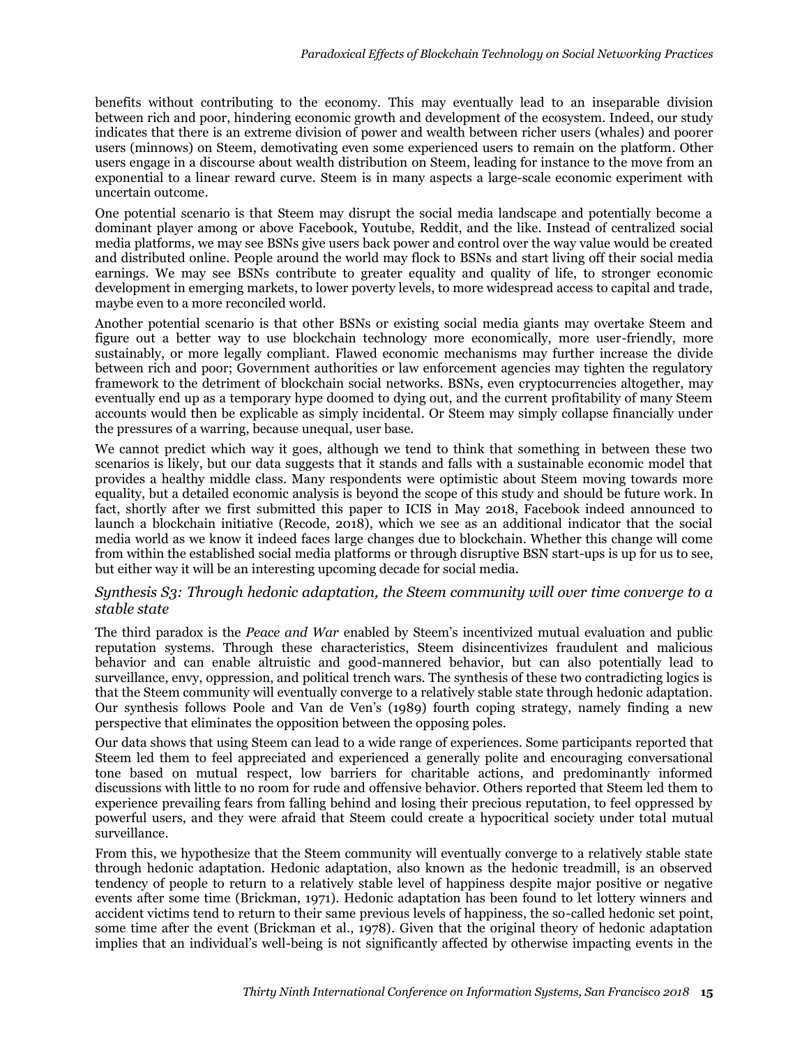benefits without contributing to the economy. This may eventually lead to an inseparable division between rich and poor, hindering economic growth and development of the ecosystem. Indeed, our study indicates that there is an extreme division of power and wealth between richer users (whales) and poorer users (minnows) on Steem, demotivating even some experienced users to remain on the platform. Other users engage in a discourse about wealth distribution on Steem, leading for instance to the move from an exponential to a linear reward curve. Steem is in many aspects a large-scale economic experiment with uncertain outcome.

One potential scenario is that Steem may disrupt the social media landscape and potentially become a dominant player among or above Facebook, Youtube, Reddit, and the like. Instead of centralized social media platforms, we may see BSNs give users back power and control over the way value would be created and distributed online. People around the world may flock to BSNs and start living off their social media earnings. We may see BSNs contribute to greater equality and quality of life, to stronger economic development in emerging markets, to lower poverty levels, to more widespread access to capital and trade, maybe even to a more reconciled world.

Another potential scenario is that other BSNs or existing social media giants may overtake Steem and figure out a better way to use blockchain technology more economically, more user-friendly, more sustainably, or more legally compliant. Flawed economic mechanisms may further increase the divide between rich and poor; Government authorities or law enforcement agencies may tighten the regulatory framework to the detriment of blockchain social networks. BSNs, even cryptocurrencies altogether, may eventually end up as a temporary hype doomed to dying out, and the current profitability of many Steem accounts would then be explicable as simply incidental. Or Steem may simply collapse financially under the pressures of a warring, because unequal, user base.

We cannot predict which way it goes, although we tend to think that something in between these two scenarios is likely, but our data suggests that it stands and falls with a sustainable economic model that provides a healthy middle class. Many respondents were optimistic about Steem moving towards more equality, but a detailed economic analysis is beyond the scope of this study and should be future work. In fact, shortly after we first submitted this paper to ICIS in May 2018, Facebook indeed announced to launch a blockchain initiative (Recode, 2018), which we see as an additional indicator that the social media world as we know it indeed faces large changes due to blockchain. Whether this change will come from within the established social media platforms or through disruptive BSN start-ups is up for us to see, but either way it will be an interesting upcoming decade for social media.

### *Synthesis S3: Through hedonic adaptation, the Steem community will over time converge to a stable state*

The third paradox is the *Peace and War* enabled by Steem's incentivized mutual evaluation and public reputation systems. Through these characteristics, Steem disincentivizes fraudulent and malicious behavior and can enable altruistic and good-mannered behavior, but can also potentially lead to surveillance, envy, oppression, and political trench wars. The synthesis of these two contradicting logics is that the Steem community will eventually converge to a relatively stable state through hedonic adaptation. Our synthesis follows Poole and Van de Ven's (1989) fourth coping strategy, namely finding a new perspective that eliminates the opposition between the opposing poles.

Our data shows that using Steem can lead to a wide range of experiences. Some participants reported that Steem led them to feel appreciated and experienced a generally polite and encouraging conversational tone based on mutual respect, low barriers for charitable actions, and predominantly informed discussions with little to no room for rude and offensive behavior. Others reported that Steem led them to experience prevailing fears from falling behind and losing their precious reputation, to feel oppressed by powerful users, and they were afraid that Steem could create a hypocritical society under total mutual surveillance.

From this, we hypothesize that the Steem community will eventually converge to a relatively stable state through hedonic adaptation. Hedonic adaptation, also known as the hedonic treadmill, is an observed tendency of people to return to a relatively stable level of happiness despite major positive or negative events after some time (Brickman, 1971). Hedonic adaptation has been found to let lottery winners and accident victims tend to return to their same previous levels of happiness, the so-called hedonic set point, some time after the event (Brickman et al., 1978). Given that the original theory of hedonic adaptation implies that an individual's well-being is not significantly affected by otherwise impacting events in the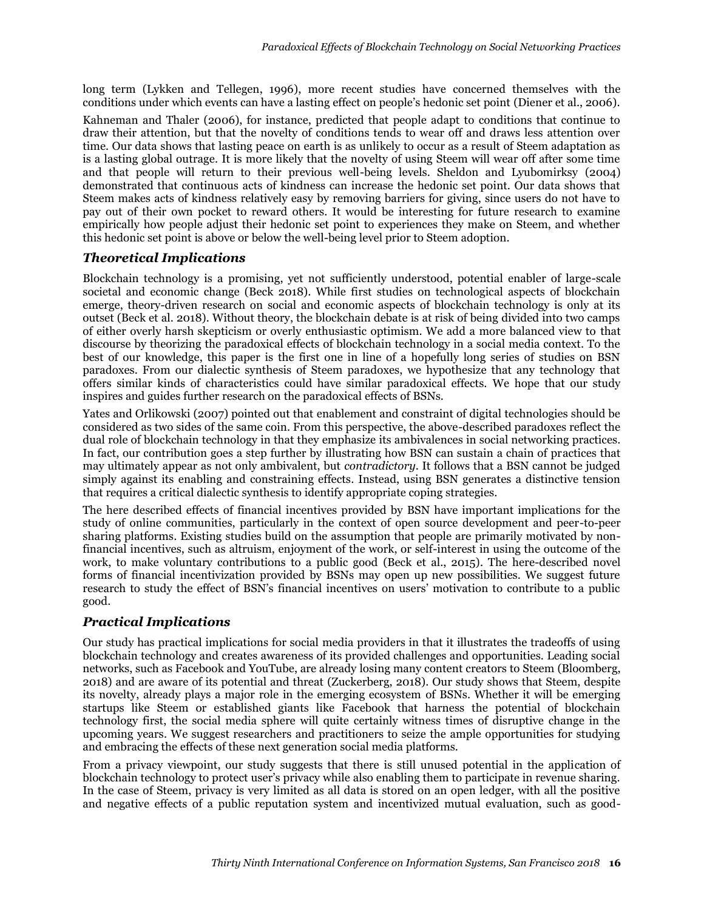long term (Lykken and Tellegen, 1996), more recent studies have concerned themselves with the conditions under which events can have a lasting effect on people's hedonic set point (Diener et al., 2006).

Kahneman and Thaler (2006), for instance, predicted that people adapt to conditions that continue to draw their attention, but that the novelty of conditions tends to wear off and draws less attention over time. Our data shows that lasting peace on earth is as unlikely to occur as a result of Steem adaptation as is a lasting global outrage. It is more likely that the novelty of using Steem will wear off after some time and that people will return to their previous well-being levels. Sheldon and Lyubomirksy (2004) demonstrated that continuous acts of kindness can increase the hedonic set point. Our data shows that Steem makes acts of kindness relatively easy by removing barriers for giving, since users do not have to pay out of their own pocket to reward others. It would be interesting for future research to examine empirically how people adjust their hedonic set point to experiences they make on Steem, and whether this hedonic set point is above or below the well-being level prior to Steem adoption.

### *Theoretical Implications*

Blockchain technology is a promising, yet not sufficiently understood, potential enabler of large-scale societal and economic change (Beck 2018). While first studies on technological aspects of blockchain emerge, theory-driven research on social and economic aspects of blockchain technology is only at its outset (Beck et al. 2018). Without theory, the blockchain debate is at risk of being divided into two camps of either overly harsh skepticism or overly enthusiastic optimism. We add a more balanced view to that discourse by theorizing the paradoxical effects of blockchain technology in a social media context. To the best of our knowledge, this paper is the first one in line of a hopefully long series of studies on BSN paradoxes. From our dialectic synthesis of Steem paradoxes, we hypothesize that any technology that offers similar kinds of characteristics could have similar paradoxical effects. We hope that our study inspires and guides further research on the paradoxical effects of BSNs.

Yates and Orlikowski (2007) pointed out that enablement and constraint of digital technologies should be considered as two sides of the same coin. From this perspective, the above-described paradoxes reflect the dual role of blockchain technology in that they emphasize its ambivalences in social networking practices. In fact, our contribution goes a step further by illustrating how BSN can sustain a chain of practices that may ultimately appear as not only ambivalent, but *contradictory*. It follows that a BSN cannot be judged simply against its enabling and constraining effects. Instead, using BSN generates a distinctive tension that requires a critical dialectic synthesis to identify appropriate coping strategies.

The here described effects of financial incentives provided by BSN have important implications for the study of online communities, particularly in the context of open source development and peer-to-peer sharing platforms. Existing studies build on the assumption that people are primarily motivated by non-financial incentives, such as altruism, enjoyment of the work, or self-interest in using the outcome of the work, to make voluntary contributions to a public good (Beck et al., 2015). The here-described novel forms of financial incentivization provided by BSNs may open up new possibilities. We suggest future research to study the effect of BSN's financial incentives on users' motivation to contribute to a public good.

### *Practical Implications*

Our study has practical implications for social media providers in that it illustrates the tradeoffs of using blockchain technology and creates awareness of its provided challenges and opportunities. Leading social networks, such as Facebook and YouTube, are already losing many content creators to Steem (Bloomberg, 2018) and are aware of its potential and threat (Zuckerberg, 2018). Our study shows that Steem, despite its novelty, already plays a major role in the emerging ecosystem of BSNs. Whether it will be emerging startups like Steem or established giants like Facebook that harness the potential of blockchain technology first, the social media sphere will quite certainly witness times of disruptive change in the upcoming years. We suggest researchers and practitioners to seize the ample opportunities for studying and embracing the effects of these next generation social media platforms.

From a privacy viewpoint, our study suggests that there is still unused potential in the application of blockchain technology to protect user's privacy while also enabling them to participate in revenue sharing. In the case of Steem, privacy is very limited as all data is stored on an open ledger, with all the positive and negative effects of a public reputation system and incentivized mutual evaluation, such as good-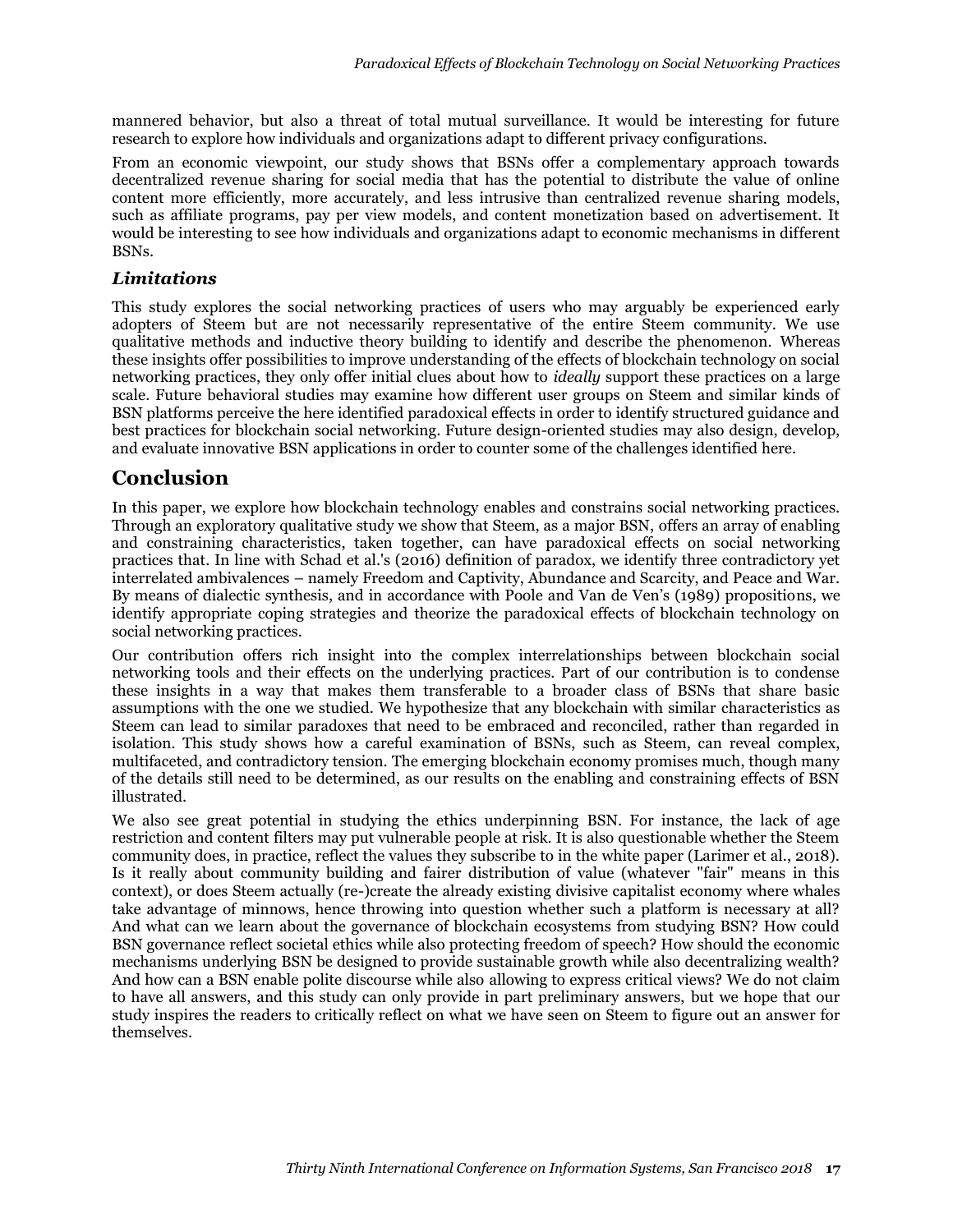mannered behavior, but also a threat of total mutual surveillance. It would be interesting for future research to explore how individuals and organizations adapt to different privacy configurations.

From an economic viewpoint, our study shows that BSNs offer a complementary approach towards decentralized revenue sharing for social media that has the potential to distribute the value of online content more efficiently, more accurately, and less intrusive than centralized revenue sharing models, such as affiliate programs, pay per view models, and content monetization based on advertisement. It would be interesting to see how individuals and organizations adapt to economic mechanisms in different BSNs.

### *Limitations*

This study explores the social networking practices of users who may arguably be experienced early adopters of Steem but are not necessarily representative of the entire Steem community. We use qualitative methods and inductive theory building to identify and describe the phenomenon. Whereas these insights offer possibilities to improve understanding of the effects of blockchain technology on social networking practices, they only offer initial clues about how to *ideally* support these practices on a large scale. Future behavioral studies may examine how different user groups on Steem and similar kinds of BSN platforms perceive the here identified paradoxical effects in order to identify structured guidance and best practices for blockchain social networking. Future design-oriented studies may also design, develop, and evaluate innovative BSN applications in order to counter some of the challenges identified here.

## Conclusion

In this paper, we explore how blockchain technology enables and constrains social networking practices. Through an exploratory qualitative study we show that Steem, as a major BSN, offers an array of enabling and constraining characteristics, taken together, can have paradoxical effects on social networking practices that. In line with Schad et al.'s (2016) definition of paradox, we identify three contradictory yet interrelated ambivalences – namely Freedom and Captivity, Abundance and Scarcity, and Peace and War. By means of dialectic synthesis, and in accordance with Poole and Van de Ven's (1989) propositions, we identify appropriate coping strategies and theorize the paradoxical effects of blockchain technology on social networking practices.

Our contribution offers rich insight into the complex interrelationships between blockchain social networking tools and their effects on the underlying practices. Part of our contribution is to condense these insights in a way that makes them transferable to a broader class of BSNs that share basic assumptions with the one we studied. We hypothesize that any blockchain with similar characteristics as Steem can lead to similar paradoxes that need to be embraced and reconciled, rather than regarded in isolation. This study shows how a careful examination of BSNs, such as Steem, can reveal complex, multifaceted, and contradictory tension. The emerging blockchain economy promises much, though many of the details still need to be determined, as our results on the enabling and constraining effects of BSN illustrated.

We also see great potential in studying the ethics underpinning BSN. For instance, the lack of age restriction and content filters may put vulnerable people at risk. It is also questionable whether the Steem community does, in practice, reflect the values they subscribe to in the white paper (Larimer et al., 2018). Is it really about community building and fairer distribution of value (whatever "fair" means in this context), or does Steem actually (re-)create the already existing divisive capitalist economy where whales take advantage of minnows, hence throwing into question whether such a platform is necessary at all? And what can we learn about the governance of blockchain ecosystems from studying BSN? How could BSN governance reflect societal ethics while also protecting freedom of speech? How should the economic mechanisms underlying BSN be designed to provide sustainable growth while also decentralizing wealth? And how can a BSN enable polite discourse while also allowing to express critical views? We do not claim to have all answers, and this study can only provide in part preliminary answers, but we hope that our study inspires the readers to critically reflect on what we have seen on Steem to figure out an answer for themselves.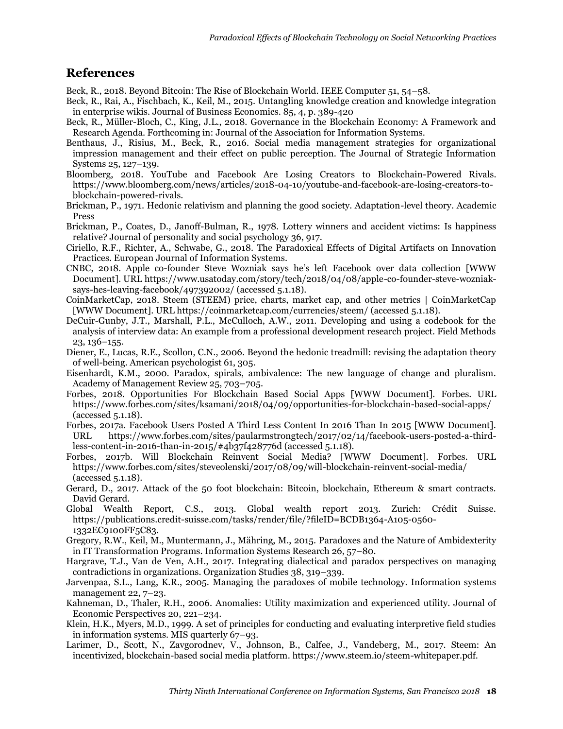## References

Beck, R., 2018. Beyond Bitcoin: The Rise of Blockchain World. IEEE Computer 51, 54–58.

Beck, R., Rai, A., Fischbach, K., Keil, M., 2015. Untangling knowledge creation and knowledge integration in enterprise wikis. Journal of Business Economics. 85, 4, p. 389-420

Beck, R., Müller-Bloch, C., King, J.L., 2018. Governance in the Blockchain Economy: A Framework and Research Agenda. Forthcoming in: Journal of the Association for Information Systems.

Benthaus, J., Risius, M., Beck, R., 2016. Social media management strategies for organizational impression management and their effect on public perception. The Journal of Strategic Information Systems 25, 127–139.

Bloomberg, 2018. YouTube and Facebook Are Losing Creators to Blockchain-Powered Rivals. https://www.bloomberg.com/news/articles/2018-04-10/youtube-and-facebook-are-losing-creators-to-blockchain-powered-rivals.

Brickman, P., 1971. Hedonic relativism and planning the good society. Adaptation-level theory. Academic Press

Brickman, P., Coates, D., Janoff-Bulman, R., 1978. Lottery winners and accident victims: Is happiness relative? Journal of personality and social psychology 36, 917.

Ciriello, R.F., Richter, A., Schwabe, G., 2018. The Paradoxical Effects of Digital Artifacts on Innovation Practices. European Journal of Information Systems.

CNBC, 2018. Apple co-founder Steve Wozniak says he's left Facebook over data collection [WWW Document]. URL https://www.usatoday.com/story/tech/2018/04/08/apple-co-founder-steve-wozniak-says-hes-leaving-facebook/497392002/ (accessed 5.1.18).

CoinMarketCap, 2018. Steem (STEEM) price, charts, market cap, and other metrics | CoinMarketCap [WWW Document]. URL https://coinmarketcap.com/currencies/steem/ (accessed 5.1.18).

DeCuir-Gunby, J.T., Marshall, P.L., McCulloch, A.W., 2011. Developing and using a codebook for the analysis of interview data: An example from a professional development research project. Field Methods 23, 136–155.

Diener, E., Lucas, R.E., Scollon, C.N., 2006. Beyond the hedonic treadmill: revising the adaptation theory of well-being. American psychologist 61, 305.

Eisenhardt, K.M., 2000. Paradox, spirals, ambivalence: The new language of change and pluralism. Academy of Management Review 25, 703–705.

Forbes, 2018. Opportunities For Blockchain Based Social Apps [WWW Document]. Forbes. URL https://www.forbes.com/sites/ksamani/2018/04/09/opportunities-for-blockchain-based-social-apps/ (accessed 5.1.18).

Forbes, 2017a. Facebook Users Posted A Third Less Content In 2016 Than In 2015 [WWW Document]. URL https://www.forbes.com/sites/paularmstrongtech/2017/02/14/facebook-users-posted-a-third-less-content-in-2016-than-in-2015/#4b37f428776d (accessed 5.1.18).

Forbes, 2017b. Will Blockchain Reinvent Social Media? [WWW Document]. Forbes. URL https://www.forbes.com/sites/steveolenski/2017/08/09/will-blockchain-reinvent-social-media/ (accessed 5.1.18).

Gerard, D., 2017. Attack of the 50 foot blockchain: Bitcoin, blockchain, Ethereum & smart contracts. David Gerard.

Global Wealth Report, C.S., 2013. Global wealth report 2013. Zurich: Crédit Suisse. https://publications.credit-suisse.com/tasks/render/file/?fileID=BCDB1364-A105-0560-1332EC9100FF5C83.

Gregory, R.W., Keil, M., Muntermann, J., Mähring, M., 2015. Paradoxes and the Nature of Ambidexterity in IT Transformation Programs. Information Systems Research 26, 57–80.

Hargrave, T.J., Van de Ven, A.H., 2017. Integrating dialectical and paradox perspectives on managing contradictions in organizations. Organization Studies 38, 319–339.

Jarvenpaa, S.L., Lang, K.R., 2005. Managing the paradoxes of mobile technology. Information systems management 22, 7–23.

Kahneman, D., Thaler, R.H., 2006. Anomalies: Utility maximization and experienced utility. Journal of Economic Perspectives 20, 221–234.

Klein, H.K., Myers, M.D., 1999. A set of principles for conducting and evaluating interpretive field studies in information systems. MIS quarterly 67–93.

Larimer, D., Scott, N., Zavgorodnev, V., Johnson, B., Calfee, J., Vandeberg, M., 2017. Steem: An incentivized, blockchain-based social media platform. https://www.steem.io/steem-whitepaper.pdf.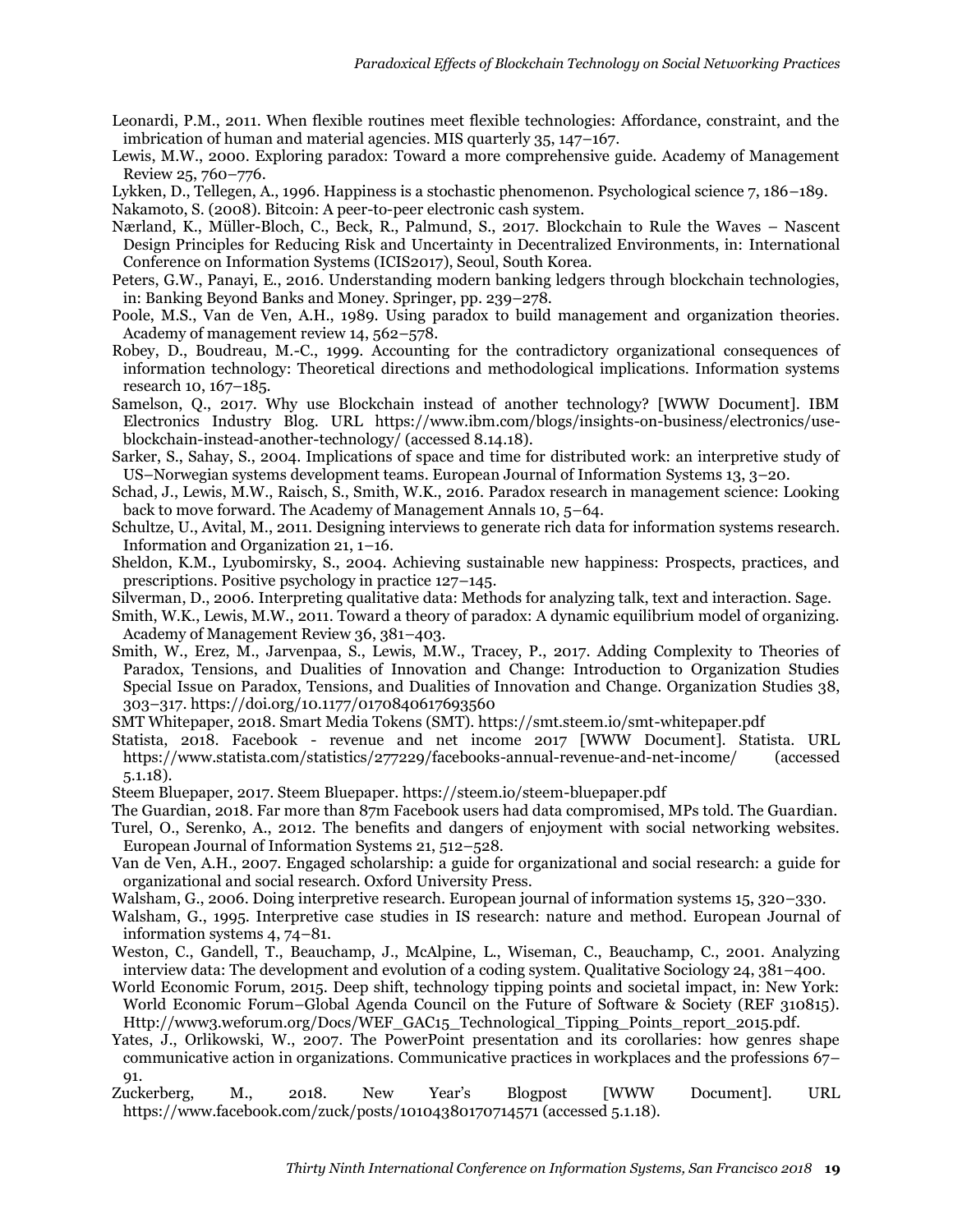Leonardi, P.M., 2011. When flexible routines meet flexible technologies: Affordance, constraint, and the imbrication of human and material agencies. MIS quarterly 35, 147–167.

Lewis, M.W., 2000. Exploring paradox: Toward a more comprehensive guide. Academy of Management Review 25, 760–776.

Lykken, D., Tellegen, A., 1996. Happiness is a stochastic phenomenon. Psychological science 7, 186–189.

Nakamoto, S. (2008). Bitcoin: A peer-to-peer electronic cash system.

Nærland, K., Müller-Bloch, C., Beck, R., Palmund, S., 2017. Blockchain to Rule the Waves – Nascent Design Principles for Reducing Risk and Uncertainty in Decentralized Environments, in: International Conference on Information Systems (ICIS2017), Seoul, South Korea.

Peters, G.W., Panayi, E., 2016. Understanding modern banking ledgers through blockchain technologies, in: Banking Beyond Banks and Money. Springer, pp. 239–278.

Poole, M.S., Van de Ven, A.H., 1989. Using paradox to build management and organization theories. Academy of management review 14, 562–578.

Robey, D., Boudreau, M.-C., 1999. Accounting for the contradictory organizational consequences of information technology: Theoretical directions and methodological implications. Information systems research 10, 167–185.

Samelson, Q., 2017. Why use Blockchain instead of another technology? [WWW Document]. IBM Electronics Industry Blog. URL https://www.ibm.com/blogs/insights-on-business/electronics/use-blockchain-instead-another-technology/ (accessed 8.14.18).

Sarker, S., Sahay, S., 2004. Implications of space and time for distributed work: an interpretive study of US–Norwegian systems development teams. European Journal of Information Systems 13, 3–20.

Schad, J., Lewis, M.W., Raisch, S., Smith, W.K., 2016. Paradox research in management science: Looking back to move forward. The Academy of Management Annals 10, 5–64.

Schultze, U., Avital, M., 2011. Designing interviews to generate rich data for information systems research. Information and Organization 21, 1–16.

Sheldon, K.M., Lyubomirsky, S., 2004. Achieving sustainable new happiness: Prospects, practices, and prescriptions. Positive psychology in practice 127–145.

Silverman, D., 2006. Interpreting qualitative data: Methods for analyzing talk, text and interaction. Sage.

Smith, W.K., Lewis, M.W., 2011. Toward a theory of paradox: A dynamic equilibrium model of organizing. Academy of Management Review 36, 381–403.

Smith, W., Erez, M., Jarvenpaa, S., Lewis, M.W., Tracey, P., 2017. Adding Complexity to Theories of Paradox, Tensions, and Dualities of Innovation and Change: Introduction to Organization Studies Special Issue on Paradox, Tensions, and Dualities of Innovation and Change. Organization Studies 38, 303–317. https://doi.org/10.1177/0170840617693560

SMT Whitepaper, 2018. Smart Media Tokens (SMT). https://smt.steem.io/smt-whitepaper.pdf

Statista, 2018. Facebook - revenue and net income 2017 [WWW Document]. Statista. URL https://www.statista.com/statistics/277229/facebooks-annual-revenue-and-net-income/ (accessed 5.1.18).

Steem Bluepaper, 2017. Steem Bluepaper. https://steem.io/steem-bluepaper.pdf

The Guardian, 2018. Far more than 87m Facebook users had data compromised, MPs told. The Guardian.

Turel, O., Serenko, A., 2012. The benefits and dangers of enjoyment with social networking websites. European Journal of Information Systems 21, 512–528.

Van de Ven, A.H., 2007. Engaged scholarship: a guide for organizational and social research: a guide for organizational and social research. Oxford University Press.

Walsham, G., 2006. Doing interpretive research. European journal of information systems 15, 320–330.

Walsham, G., 1995. Interpretive case studies in IS research: nature and method. European Journal of information systems 4, 74–81.

Weston, C., Gandell, T., Beauchamp, J., McAlpine, L., Wiseman, C., Beauchamp, C., 2001. Analyzing interview data: The development and evolution of a coding system. Qualitative Sociology 24, 381–400.

World Economic Forum, 2015. Deep shift, technology tipping points and societal impact, in: New York: World Economic Forum–Global Agenda Council on the Future of Software & Society (REF 310815). Http://www3.weforum.org/Docs/WEF_GAC15_Technological_Tipping_Points_report_2015.pdf.

Yates, J., Orlikowski, W., 2007. The PowerPoint presentation and its corollaries: how genres shape communicative action in organizations. Communicative practices in workplaces and the professions 67–91.

Zuckerberg, M., 2018. New Year's Blogpost [WWW Document]. URL https://www.facebook.com/zuck/posts/10104380170714571 (accessed 5.1.18).